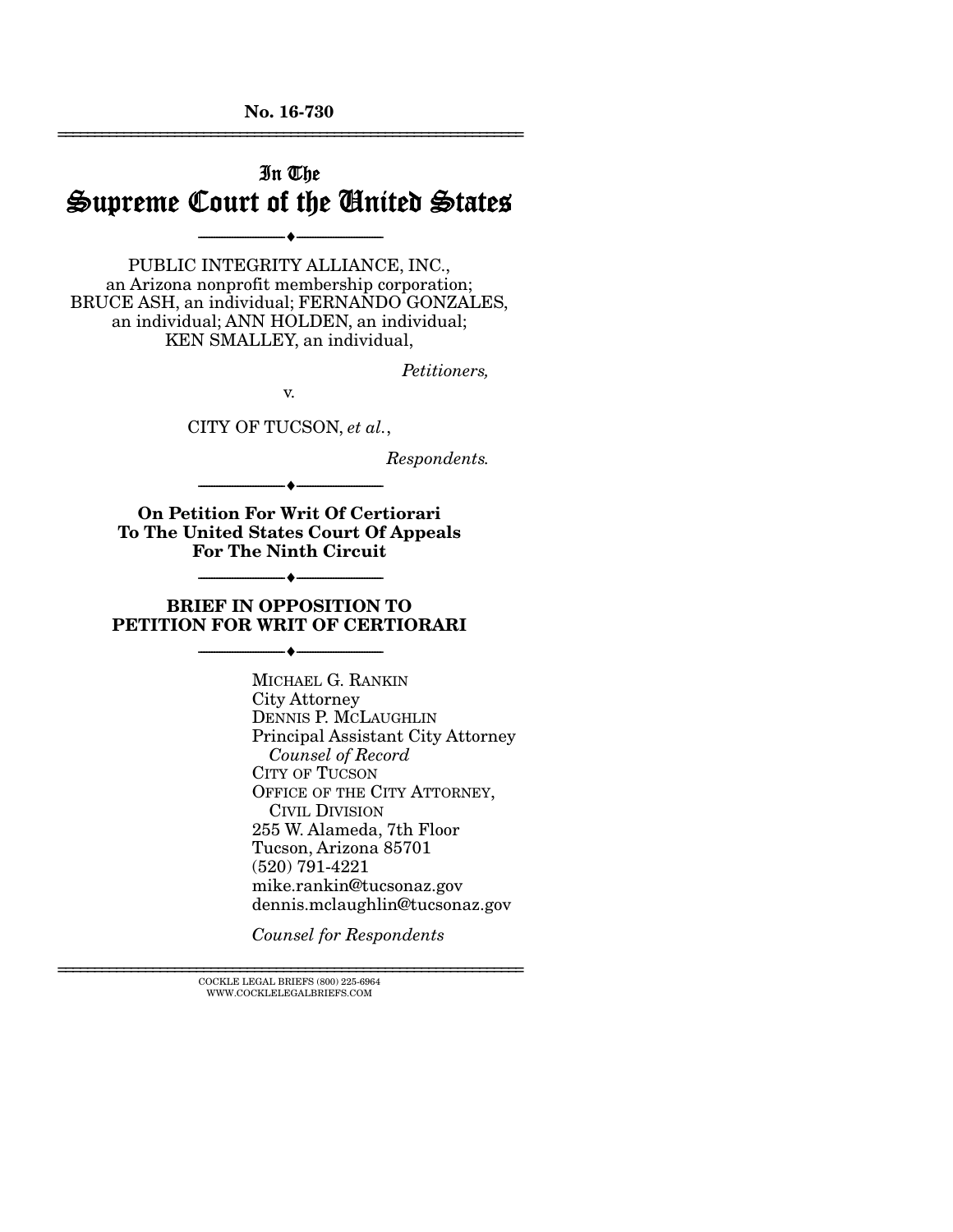**No. 16-730**

---

# In The Supreme Court of the United States

---

PUBLIC INTEGRITY ALLIANCE, INC.,
an Arizona nonprofit membership corporation;
BRUCE ASH, an individual; FERNANDO GONZALES,
an individual; ANN HOLDEN, an individual;
KEN SMALLEY, an individual,

*Petitioners,*

v.

CITY OF TUCSON, *et al.*,

*Respondents.*

---

**On Petition For Writ Of Certiorari To The United States Court Of Appeals For The Ninth Circuit**

---

**BRIEF IN OPPOSITION TO PETITION FOR WRIT OF CERTIORARI**

---

MICHAEL G. RANKIN
City Attorney
DENNIS P. MCLAUGHLIN
Principal Assistant City Attorney
*Counsel of Record*
CITY OF TUCSON
OFFICE OF THE CITY ATTORNEY,
CIVIL DIVISION
255 W. Alameda, 7th Floor
Tucson, Arizona 85701
(520) 791-4221
mike.rankin@tucsonaz.gov
dennis.mclaughlin@tucsonaz.gov

*Counsel for Respondents*

---

COCKLE LEGAL BRIEFS (800) 225-6964
WWW.COCKLELEGALBRIEFS.COM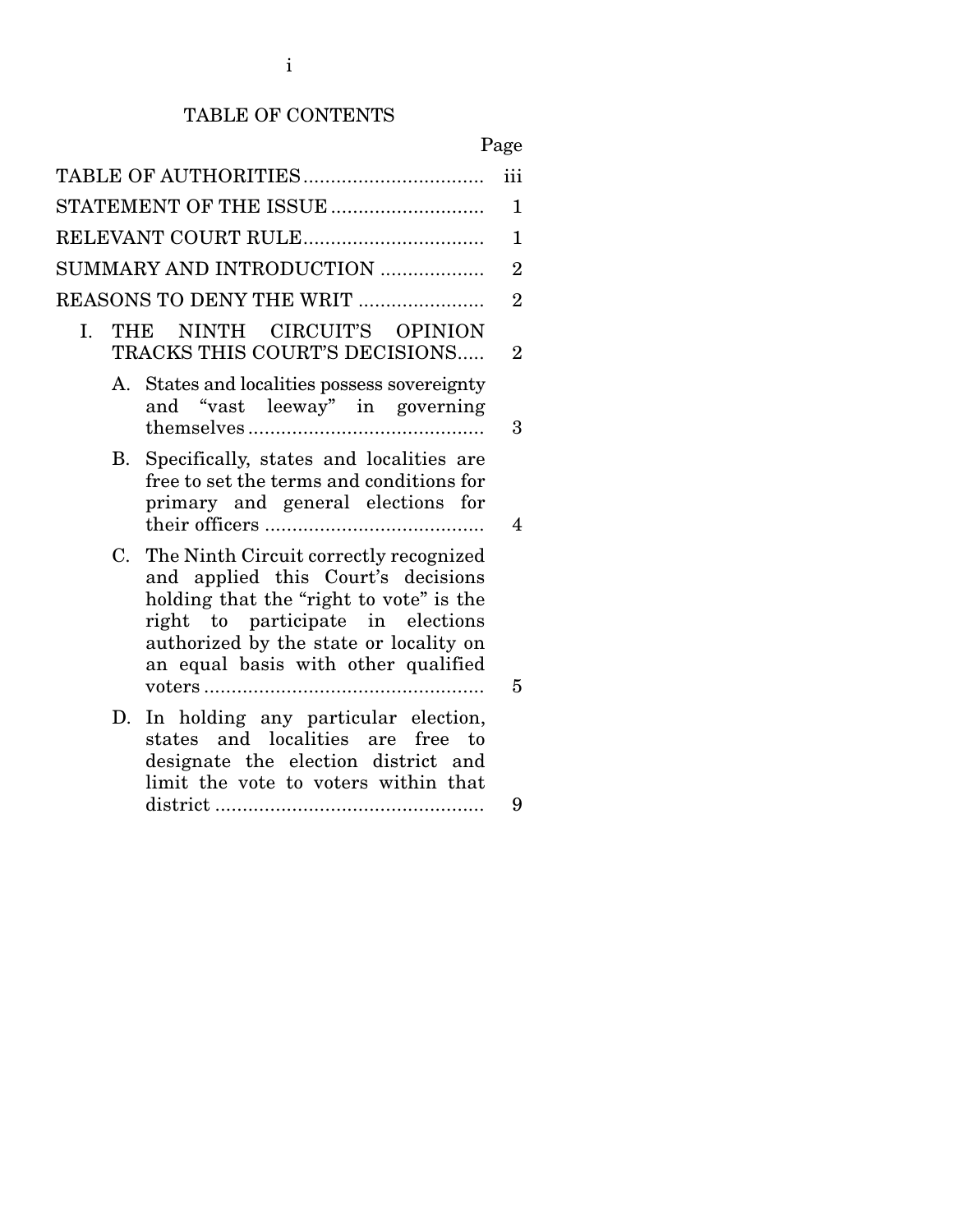# TABLE OF CONTENTS

| | Page |
|---|---|
| TABLE OF AUTHORITIES | iii |
| STATEMENT OF THE ISSUE | 1 |
| RELEVANT COURT RULE | 1 |
| SUMMARY AND INTRODUCTION | 2 |
| REASONS TO DENY THE WRIT | 2 |
| I. THE NINTH CIRCUIT'S OPINION TRACKS THIS COURT'S DECISIONS | 2 |
| A. States and localities possess sovereignty and "vast leeway" in governing themselves | 3 |
| B. Specifically, states and localities are free to set the terms and conditions for primary and general elections for their officers | 4 |
| C. The Ninth Circuit correctly recognized and applied this Court's decisions holding that the "right to vote" is the right to participate in elections authorized by the state or locality on an equal basis with other qualified voters | 5 |
| D. In holding any particular election, states and localities are free to designate the election district and limit the vote to voters within that district | 9 |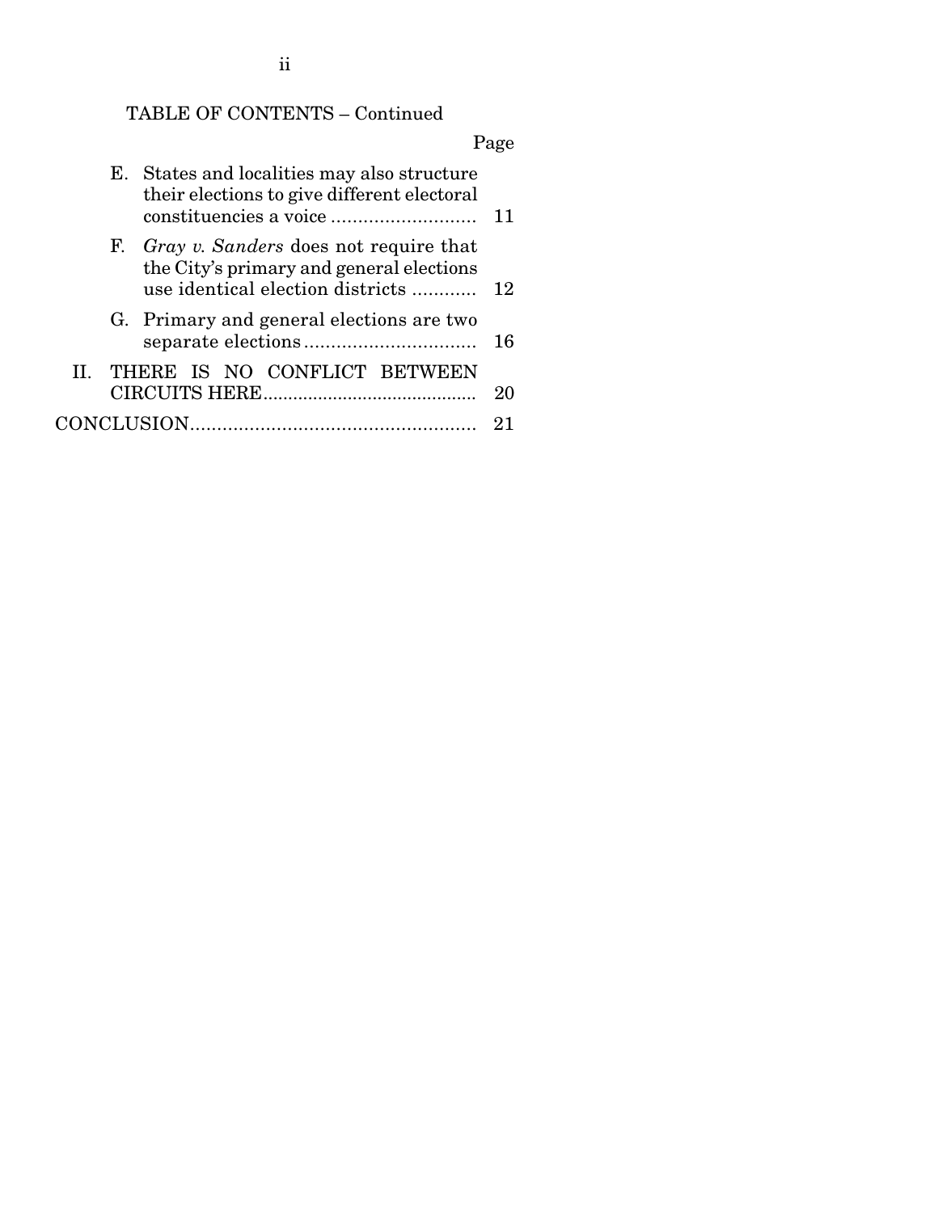TABLE OF CONTENTS – Continued

| | Page |
|---|---|
| E. States and localities may also structure their elections to give different electoral constituencies a voice | 11 |
| F. *Gray v. Sanders* does not require that the City's primary and general elections use identical election districts | 12 |
| G. Primary and general elections are two separate elections | 16 |
| II. THERE IS NO CONFLICT BETWEEN CIRCUITS HERE | 20 |
| CONCLUSION | 21 |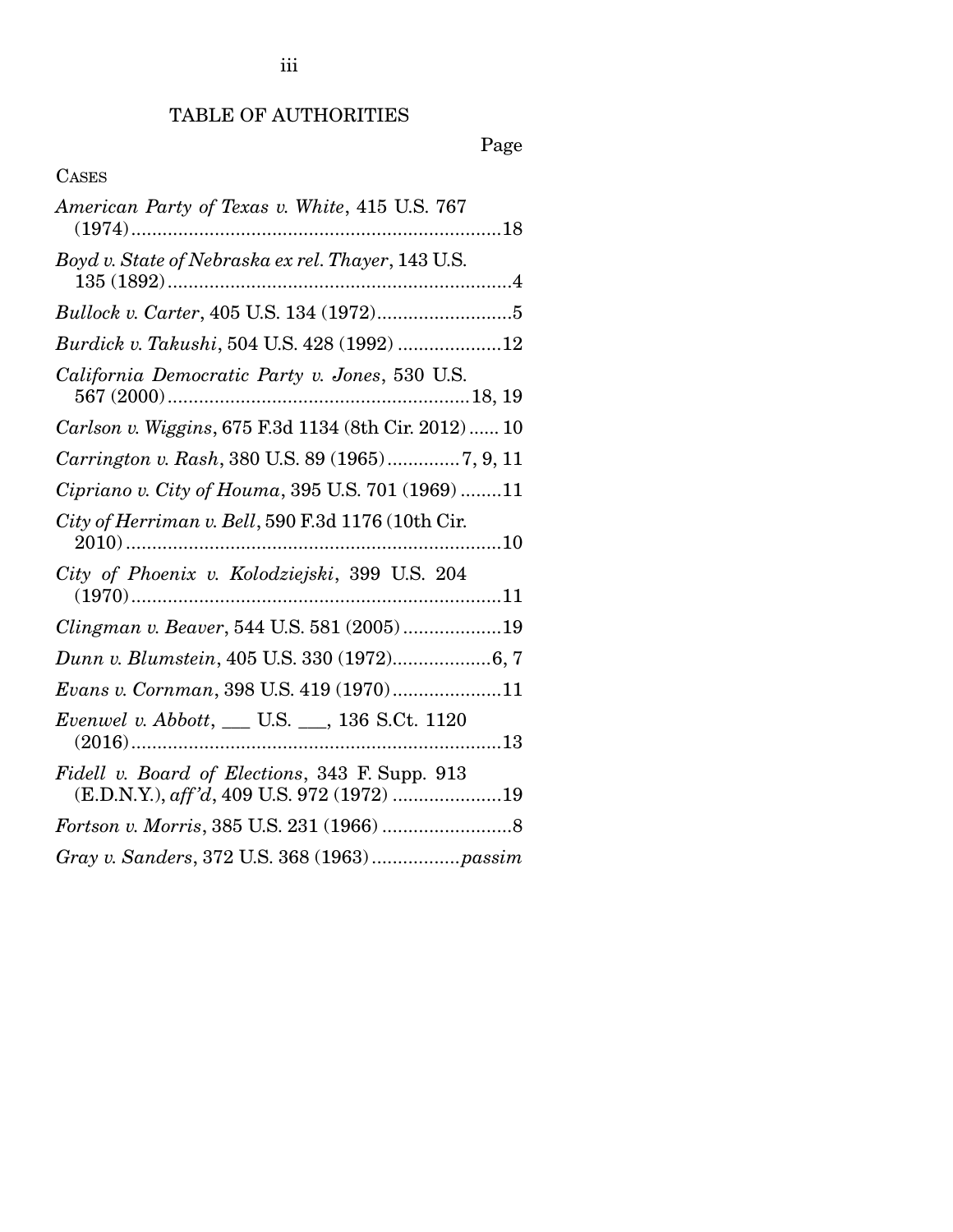## TABLE OF AUTHORITIES

Page

CASES

*American Party of Texas v. White*, 415 U.S. 767 (1974) ........ 18

*Boyd v. State of Nebraska ex rel. Thayer*, 143 U.S. 135 (1892) ........ 4

*Bullock v. Carter*, 405 U.S. 134 (1972) ........ 5

*Burdick v. Takushi*, 504 U.S. 428 (1992) ........ 12

*California Democratic Party v. Jones*, 530 U.S. 567 (2000) ........ 18, 19

*Carlson v. Wiggins*, 675 F.3d 1134 (8th Cir. 2012) ........ 10

*Carrington v. Rash*, 380 U.S. 89 (1965) ........ 7, 9, 11

*Cipriano v. City of Houma*, 395 U.S. 701 (1969) ........ 11

*City of Herriman v. Bell*, 590 F.3d 1176 (10th Cir. 2010) ........ 10

*City of Phoenix v. Kolodziejski*, 399 U.S. 204 (1970) ........ 11

*Clingman v. Beaver*, 544 U.S. 581 (2005) ........ 19

*Dunn v. Blumstein*, 405 U.S. 330 (1972) ........ 6, 7

*Evans v. Cornman*, 398 U.S. 419 (1970) ........ 11

*Evenwel v. Abbott*, ___ U.S. ___, 136 S.Ct. 1120 (2016) ........ 13

*Fidell v. Board of Elections*, 343 F. Supp. 913 (E.D.N.Y.), *aff'd*, 409 U.S. 972 (1972) ........ 19

*Fortson v. Morris*, 385 U.S. 231 (1966) ........ 8

*Gray v. Sanders*, 372 U.S. 368 (1963) ........ *passim*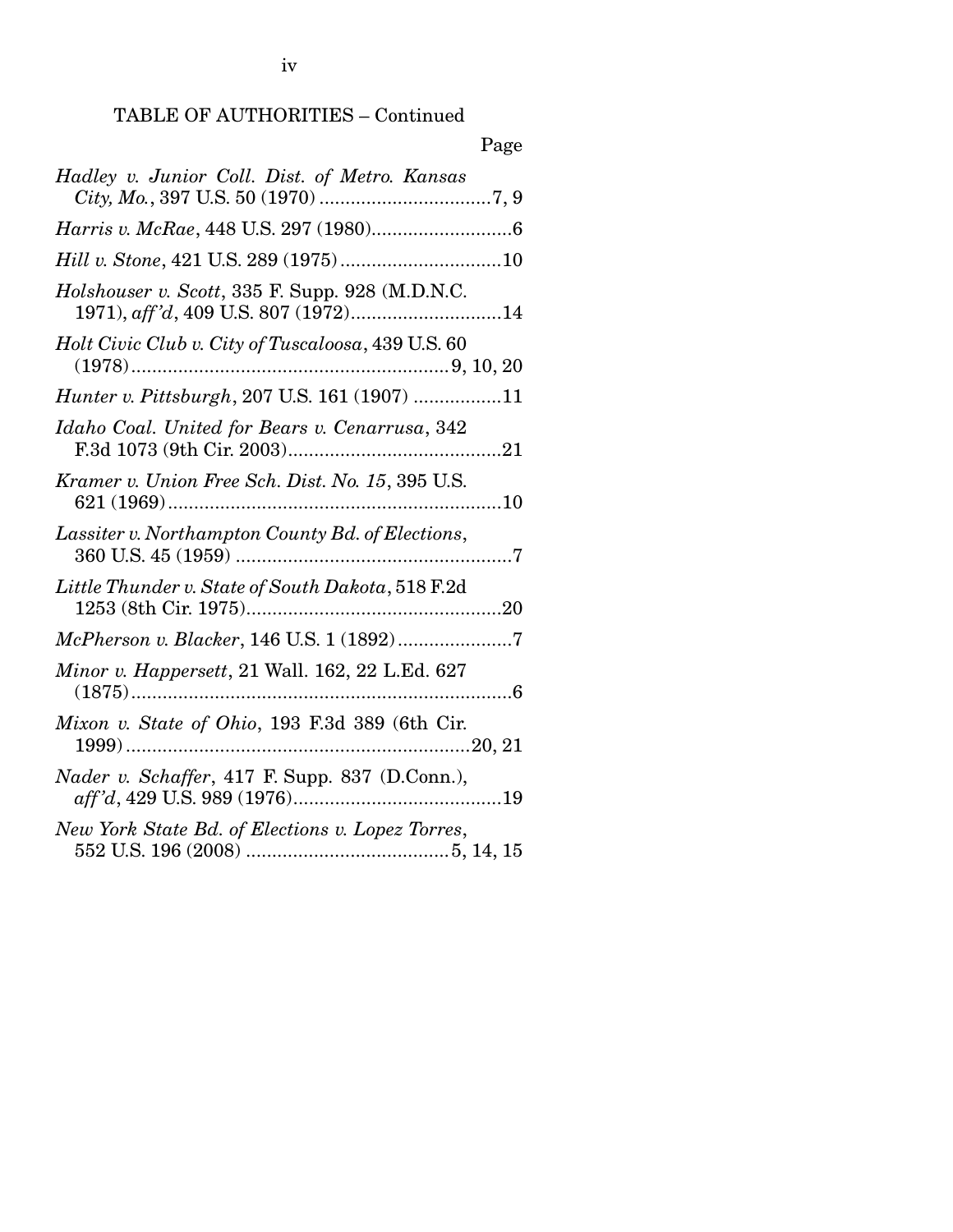TABLE OF AUTHORITIES – Continued

Page

*Hadley v. Junior Coll. Dist. of Metro. Kansas City, Mo.*, 397 U.S. 50 (1970) ....................................7, 9

*Harris v. McRae*, 448 U.S. 297 (1980)...........................6

*Hill v. Stone*, 421 U.S. 289 (1975)...............................10

*Holshouser v. Scott*, 335 F. Supp. 928 (M.D.N.C. 1971), *aff'd*, 409 U.S. 807 (1972).............................14

*Holt Civic Club v. City of Tuscaloosa*, 439 U.S. 60 (1978).............................................................9, 10, 20

*Hunter v. Pittsburgh*, 207 U.S. 161 (1907) .................11

*Idaho Coal. United for Bears v. Cenarrusa*, 342 F.3d 1073 (9th Cir. 2003).........................................21

*Kramer v. Union Free Sch. Dist. No. 15*, 395 U.S. 621 (1969).................................................................10

*Lassiter v. Northampton County Bd. of Elections*, 360 U.S. 45 (1959) .....................................................7

*Little Thunder v. State of South Dakota*, 518 F.2d 1253 (8th Cir. 1975).................................................20

*McPherson v. Blacker*, 146 U.S. 1 (1892)......................7

*Minor v. Happersett*, 21 Wall. 162, 22 L.Ed. 627 (1875).........................................................................6

*Mixon v. State of Ohio*, 193 F.3d 389 (6th Cir. 1999).................................................................20, 21

*Nader v. Schaffer*, 417 F. Supp. 837 (D.Conn.), *aff'd*, 429 U.S. 989 (1976)........................................19

*New York State Bd. of Elections v. Lopez Torres*, 552 U.S. 196 (2008) .......................................5, 14, 15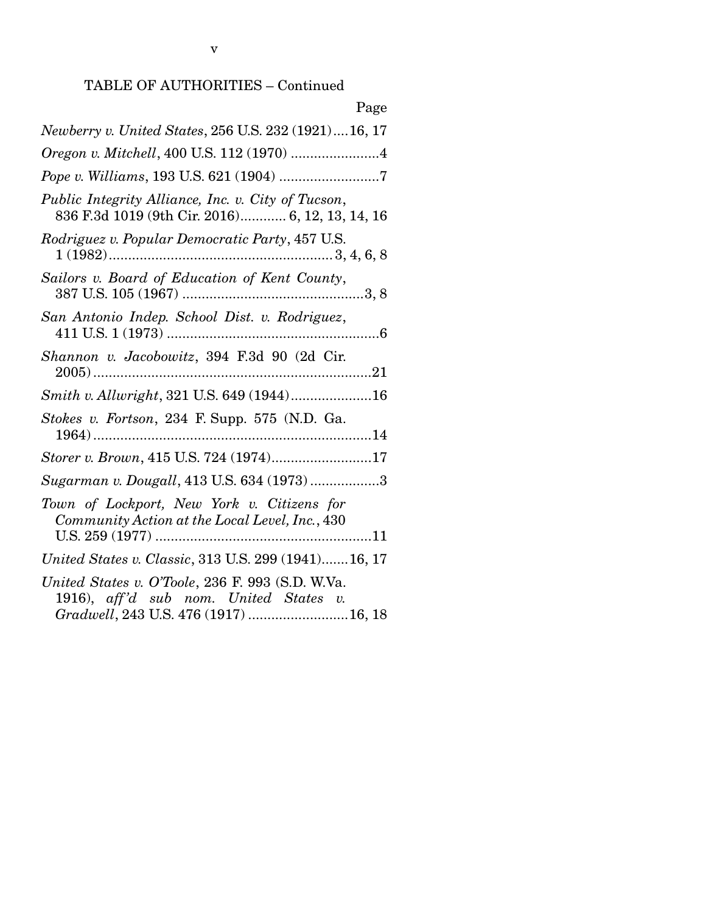TABLE OF AUTHORITIES – Continued

Page

*Newberry v. United States*, 256 U.S. 232 (1921)....16, 17

*Oregon v. Mitchell*, 400 U.S. 112 (1970) .......................4

*Pope v. Williams*, 193 U.S. 621 (1904) ..........................7

*Public Integrity Alliance, Inc. v. City of Tucson*, 836 F.3d 1019 (9th Cir. 2016)............ 6, 12, 13, 14, 16

*Rodriguez v. Popular Democratic Party*, 457 U.S. 1 (1982)......................................................... 3, 4, 6, 8

*Sailors v. Board of Education of Kent County*, 387 U.S. 105 (1967) ...............................................3, 8

*San Antonio Indep. School Dist. v. Rodriguez*, 411 U.S. 1 (1973) .......................................................6

*Shannon v. Jacobowitz*, 394 F.3d 90 (2d Cir. 2005).........................................................................21

*Smith v. Allwright*, 321 U.S. 649 (1944).....................16

*Stokes v. Fortson*, 234 F. Supp. 575 (N.D. Ga. 1964)........................................................................14

*Storer v. Brown*, 415 U.S. 724 (1974)..........................17

*Sugarman v. Dougall*, 413 U.S. 634 (1973) ..................3

*Town of Lockport, New York v. Citizens for Community Action at the Local Level, Inc.*, 430 U.S. 259 (1977) ........................................................11

*United States v. Classic*, 313 U.S. 299 (1941).......16, 17

*United States v. O'Toole*, 236 F. 993 (S.D. W.Va. 1916), *aff'd sub nom. United States v. Gradwell*, 243 U.S. 476 (1917) ..........................16, 18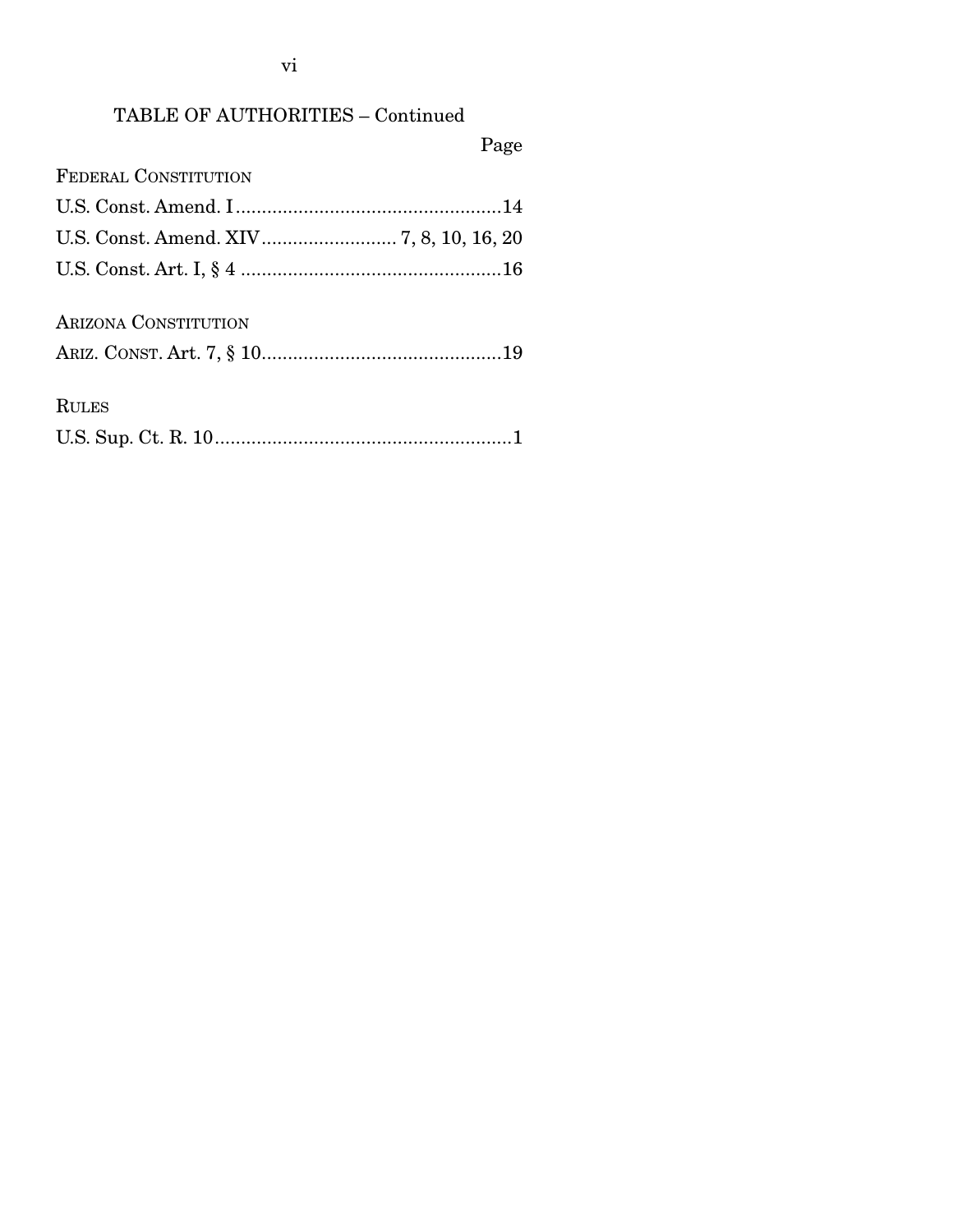## TABLE OF AUTHORITIES – Continued

Page

FEDERAL CONSTITUTION

U.S. Const. Amend. I....................................................14

U.S. Const. Amend. XIV.......................... 7, 8, 10, 16, 20

U.S. Const. Art. I, § 4 ..................................................16

ARIZONA CONSTITUTION

ARIZ. CONST. Art. 7, § 10..............................................19

RULES

U.S. Sup. Ct. R. 10.........................................................1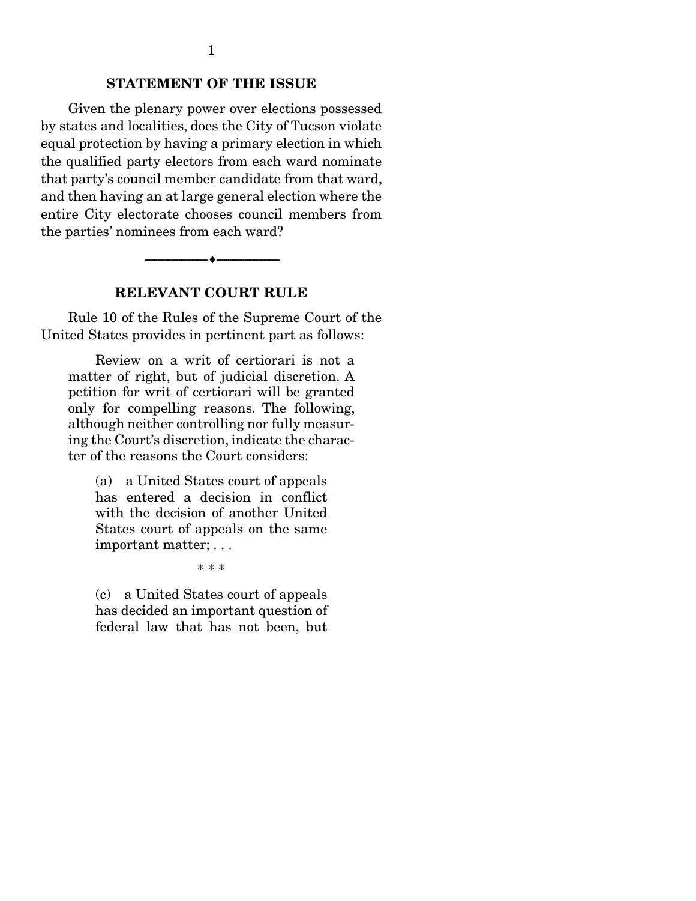## STATEMENT OF THE ISSUE

Given the plenary power over elections possessed by states and localities, does the City of Tucson violate equal protection by having a primary election in which the qualified party electors from each ward nominate that party's council member candidate from that ward, and then having an at large general election where the entire City electorate chooses council members from the parties' nominees from each ward?

---

## RELEVANT COURT RULE

Rule 10 of the Rules of the Supreme Court of the United States provides in pertinent part as follows:

> Review on a writ of certiorari is not a matter of right, but of judicial discretion. A petition for writ of certiorari will be granted only for compelling reasons. The following, although neither controlling nor fully measuring the Court's discretion, indicate the character of the reasons the Court considers:
>
> > (a) a United States court of appeals has entered a decision in conflict with the decision of another United States court of appeals on the same important matter; . . .
> >
> > * * *
> >
> > (c) a United States court of appeals has decided an important question of federal law that has not been, but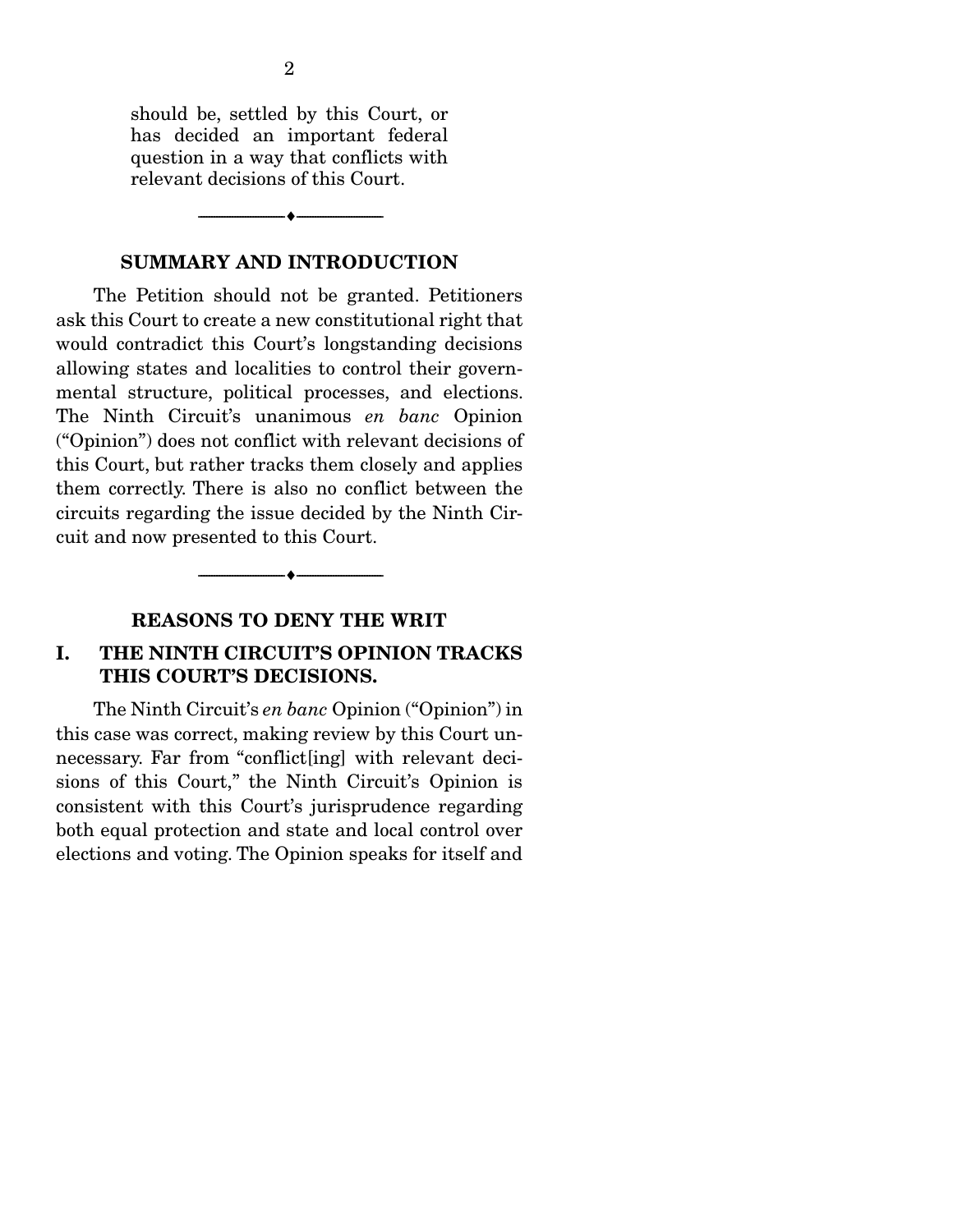should be, settled by this Court, or has decided an important federal question in a way that conflicts with relevant decisions of this Court.

---

## SUMMARY AND INTRODUCTION

The Petition should not be granted. Petitioners ask this Court to create a new constitutional right that would contradict this Court's longstanding decisions allowing states and localities to control their governmental structure, political processes, and elections. The Ninth Circuit's unanimous *en banc* Opinion ("Opinion") does not conflict with relevant decisions of this Court, but rather tracks them closely and applies them correctly. There is also no conflict between the circuits regarding the issue decided by the Ninth Circuit and now presented to this Court.

---

## REASONS TO DENY THE WRIT

### I. THE NINTH CIRCUIT'S OPINION TRACKS THIS COURT'S DECISIONS.

The Ninth Circuit's *en banc* Opinion ("Opinion") in this case was correct, making review by this Court unnecessary. Far from "conflict[ing] with relevant decisions of this Court," the Ninth Circuit's Opinion is consistent with this Court's jurisprudence regarding both equal protection and state and local control over elections and voting. The Opinion speaks for itself and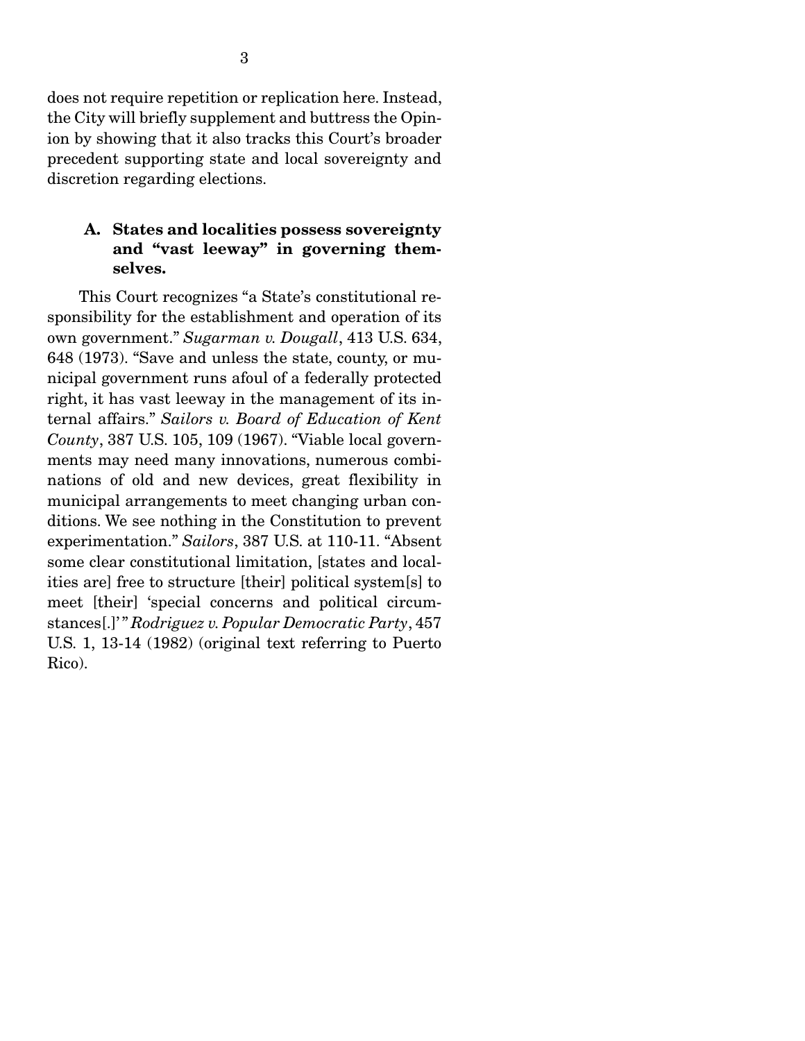does not require repetition or replication here. Instead, the City will briefly supplement and buttress the Opinion by showing that it also tracks this Court's broader precedent supporting state and local sovereignty and discretion regarding elections.

### A. States and localities possess sovereignty and "vast leeway" in governing themselves.

This Court recognizes "a State's constitutional responsibility for the establishment and operation of its own government." *Sugarman v. Dougall*, 413 U.S. 634, 648 (1973). "Save and unless the state, county, or municipal government runs afoul of a federally protected right, it has vast leeway in the management of its internal affairs." *Sailors v. Board of Education of Kent County*, 387 U.S. 105, 109 (1967). "Viable local governments may need many innovations, numerous combinations of old and new devices, great flexibility in municipal arrangements to meet changing urban conditions. We see nothing in the Constitution to prevent experimentation." *Sailors*, 387 U.S. at 110-11. "Absent some clear constitutional limitation, [states and localities are] free to structure [their] political system[s] to meet [their] 'special concerns and political circumstances[.]'" *Rodriguez v. Popular Democratic Party*, 457 U.S. 1, 13-14 (1982) (original text referring to Puerto Rico).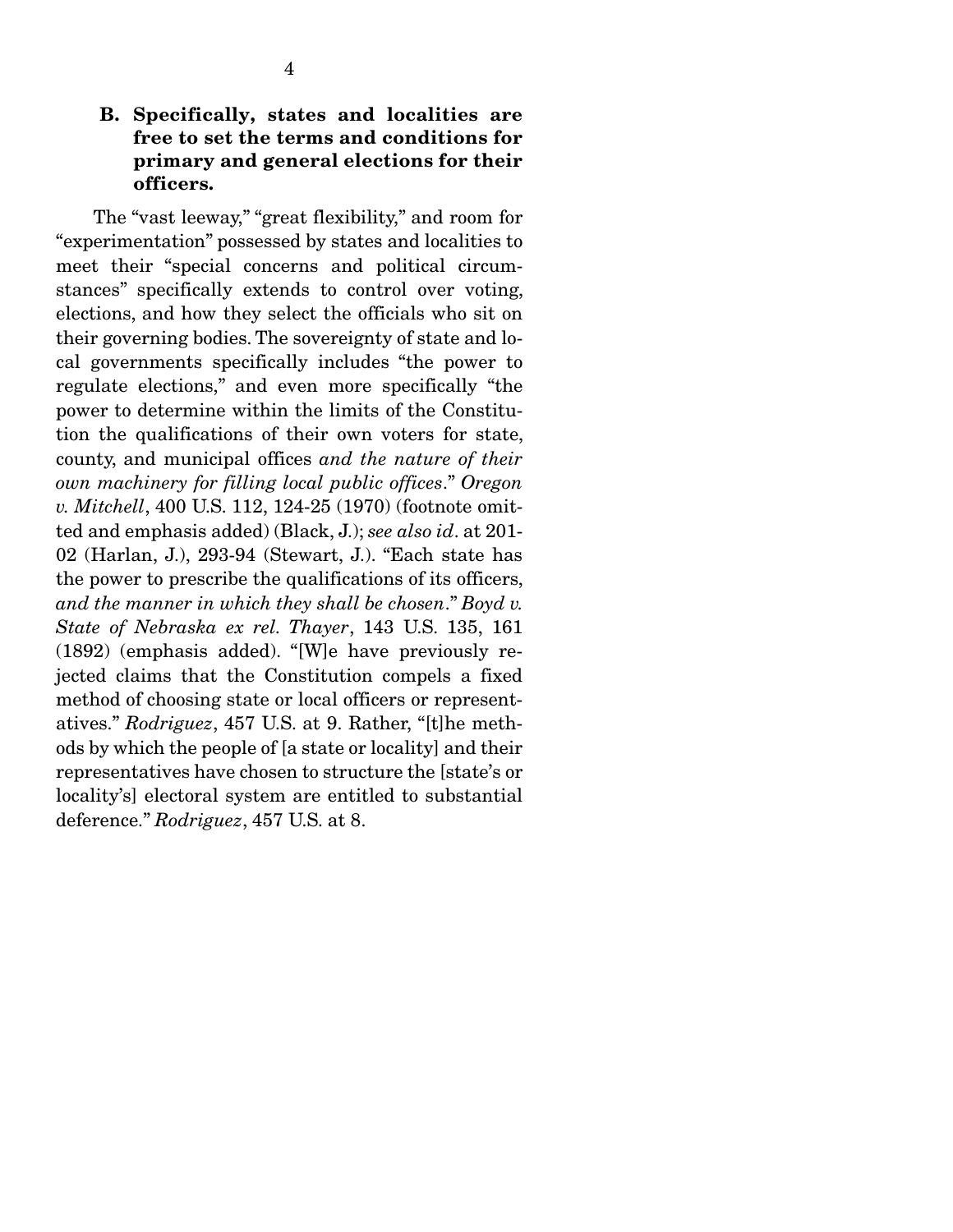### B. Specifically, states and localities are free to set the terms and conditions for primary and general elections for their officers.

The "vast leeway," "great flexibility," and room for "experimentation" possessed by states and localities to meet their "special concerns and political circumstances" specifically extends to control over voting, elections, and how they select the officials who sit on their governing bodies. The sovereignty of state and local governments specifically includes "the power to regulate elections," and even more specifically "the power to determine within the limits of the Constitution the qualifications of their own voters for state, county, and municipal offices *and the nature of their own machinery for filling local public offices*." *Oregon v. Mitchell*, 400 U.S. 112, 124-25 (1970) (footnote omitted and emphasis added) (Black, J.); *see also id*. at 201-02 (Harlan, J.), 293-94 (Stewart, J.). "Each state has the power to prescribe the qualifications of its officers, *and the manner in which they shall be chosen*." *Boyd v. State of Nebraska ex rel. Thayer*, 143 U.S. 135, 161 (1892) (emphasis added). "[W]e have previously rejected claims that the Constitution compels a fixed method of choosing state or local officers or representatives." *Rodriguez*, 457 U.S. at 9. Rather, "[t]he methods by which the people of [a state or locality] and their representatives have chosen to structure the [state's or locality's] electoral system are entitled to substantial deference." *Rodriguez*, 457 U.S. at 8.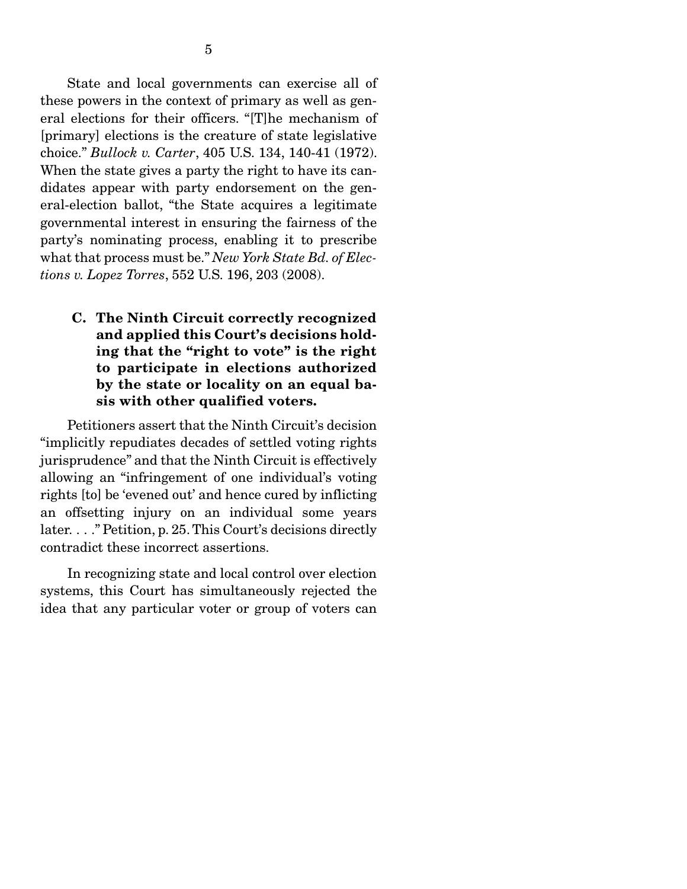State and local governments can exercise all of these powers in the context of primary as well as general elections for their officers. "[T]he mechanism of [primary] elections is the creature of state legislative choice." *Bullock v. Carter*, 405 U.S. 134, 140-41 (1972). When the state gives a party the right to have its candidates appear with party endorsement on the general-election ballot, "the State acquires a legitimate governmental interest in ensuring the fairness of the party's nominating process, enabling it to prescribe what that process must be." *New York State Bd. of Elections v. Lopez Torres*, 552 U.S. 196, 203 (2008).

### C. The Ninth Circuit correctly recognized and applied this Court's decisions holding that the "right to vote" is the right to participate in elections authorized by the state or locality on an equal basis with other qualified voters.

Petitioners assert that the Ninth Circuit's decision "implicitly repudiates decades of settled voting rights jurisprudence" and that the Ninth Circuit is effectively allowing an "infringement of one individual's voting rights [to] be 'evened out' and hence cured by inflicting an offsetting injury on an individual some years later. . . ." Petition, p. 25. This Court's decisions directly contradict these incorrect assertions.

In recognizing state and local control over election systems, this Court has simultaneously rejected the idea that any particular voter or group of voters can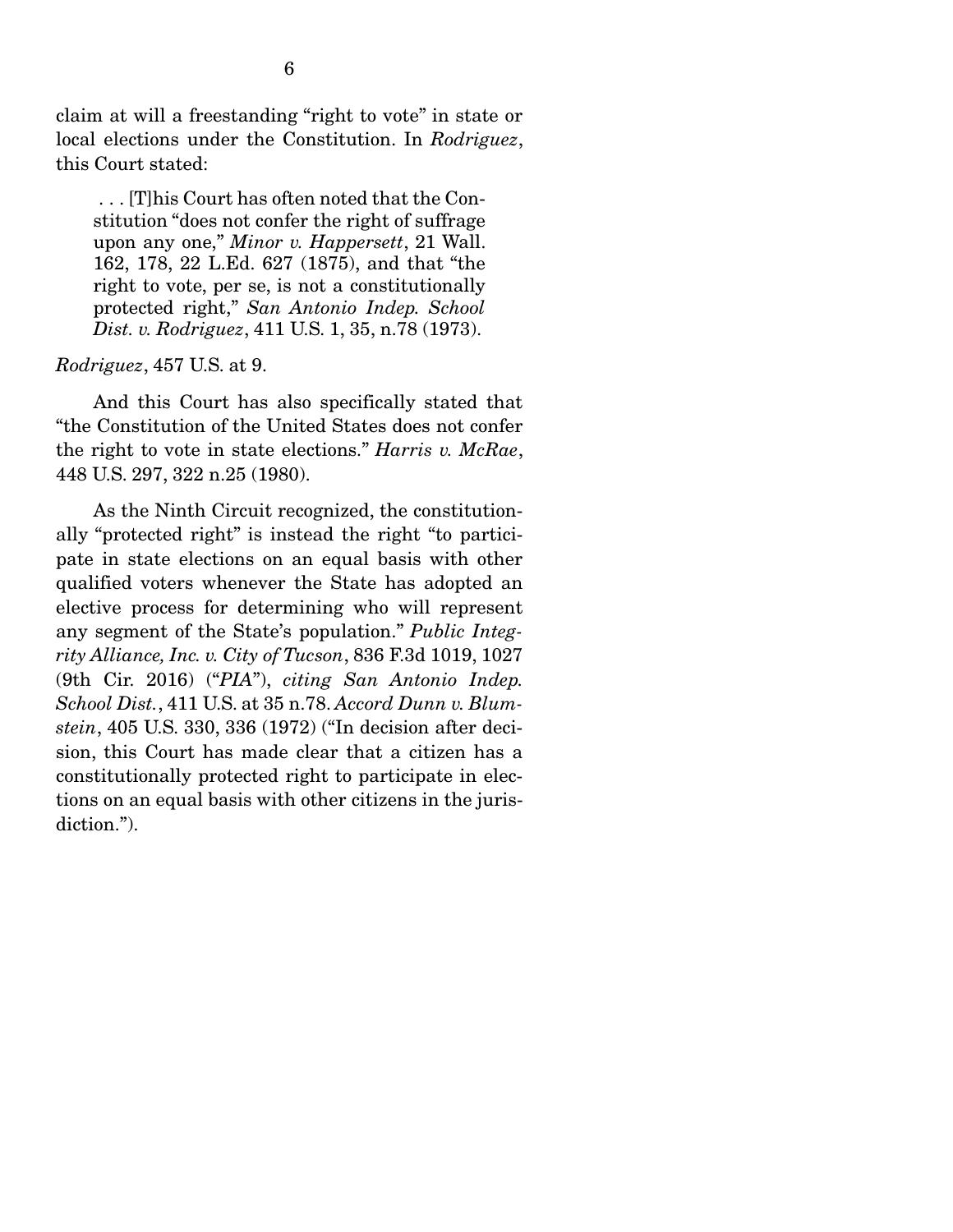claim at will a freestanding "right to vote" in state or local elections under the Constitution. In *Rodriguez*, this Court stated:

> . . . [T]his Court has often noted that the Constitution "does not confer the right of suffrage upon any one," *Minor v. Happersett*, 21 Wall. 162, 178, 22 L.Ed. 627 (1875), and that "the right to vote, per se, is not a constitutionally protected right," *San Antonio Indep. School Dist. v. Rodriguez*, 411 U.S. 1, 35, n.78 (1973).

*Rodriguez*, 457 U.S. at 9.

And this Court has also specifically stated that "the Constitution of the United States does not confer the right to vote in state elections." *Harris v. McRae*, 448 U.S. 297, 322 n.25 (1980).

As the Ninth Circuit recognized, the constitutionally "protected right" is instead the right "to participate in state elections on an equal basis with other qualified voters whenever the State has adopted an elective process for determining who will represent any segment of the State's population." *Public Integrity Alliance, Inc. v. City of Tucson*, 836 F.3d 1019, 1027 (9th Cir. 2016) ("*PIA*"), *citing San Antonio Indep. School Dist.*, 411 U.S. at 35 n.78. *Accord Dunn v. Blumstein*, 405 U.S. 330, 336 (1972) ("In decision after decision, this Court has made clear that a citizen has a constitutionally protected right to participate in elections on an equal basis with other citizens in the jurisdiction.").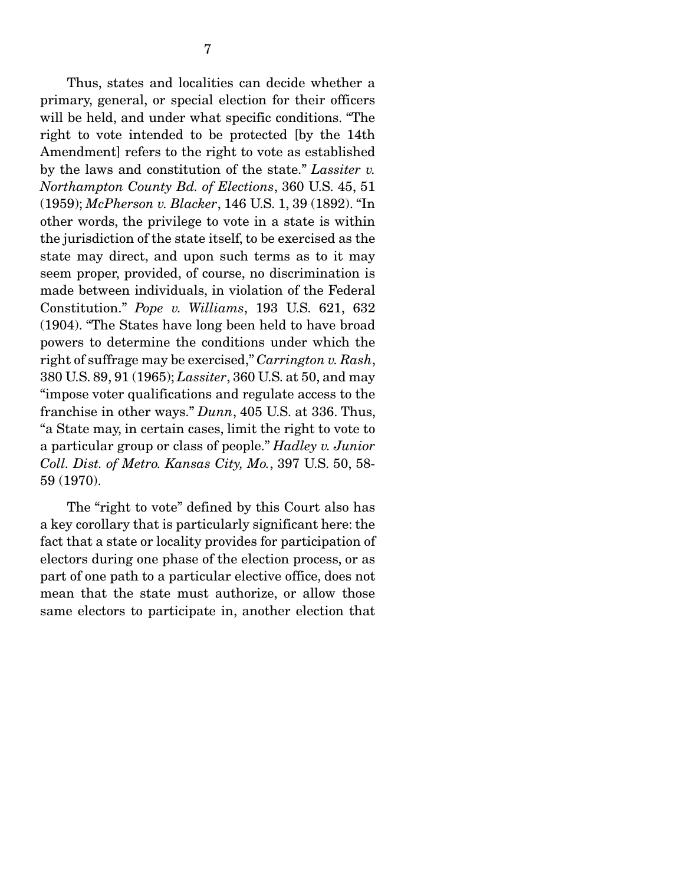Thus, states and localities can decide whether a primary, general, or special election for their officers will be held, and under what specific conditions. "The right to vote intended to be protected [by the 14th Amendment] refers to the right to vote as established by the laws and constitution of the state." *Lassiter v. Northampton County Bd. of Elections*, 360 U.S. 45, 51 (1959); *McPherson v. Blacker*, 146 U.S. 1, 39 (1892). "In other words, the privilege to vote in a state is within the jurisdiction of the state itself, to be exercised as the state may direct, and upon such terms as to it may seem proper, provided, of course, no discrimination is made between individuals, in violation of the Federal Constitution." *Pope v. Williams*, 193 U.S. 621, 632 (1904). "The States have long been held to have broad powers to determine the conditions under which the right of suffrage may be exercised," *Carrington v. Rash*, 380 U.S. 89, 91 (1965); *Lassiter*, 360 U.S. at 50, and may "impose voter qualifications and regulate access to the franchise in other ways." *Dunn*, 405 U.S. at 336. Thus, "a State may, in certain cases, limit the right to vote to a particular group or class of people." *Hadley v. Junior Coll. Dist. of Metro. Kansas City, Mo.*, 397 U.S. 50, 58-59 (1970).

The "right to vote" defined by this Court also has a key corollary that is particularly significant here: the fact that a state or locality provides for participation of electors during one phase of the election process, or as part of one path to a particular elective office, does not mean that the state must authorize, or allow those same electors to participate in, another election that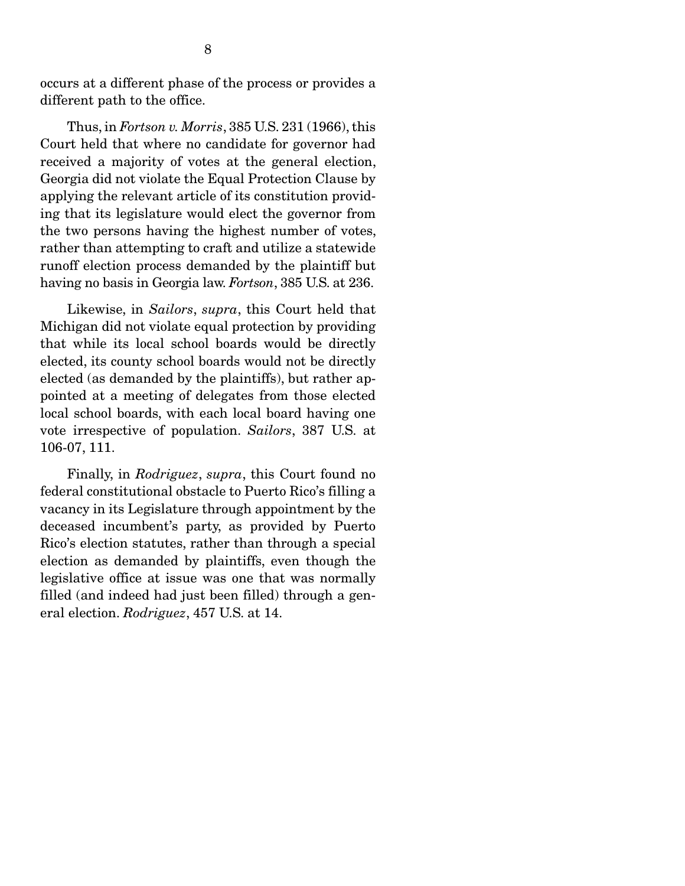occurs at a different phase of the process or provides a different path to the office.

Thus, in *Fortson v. Morris*, 385 U.S. 231 (1966), this Court held that where no candidate for governor had received a majority of votes at the general election, Georgia did not violate the Equal Protection Clause by applying the relevant article of its constitution providing that its legislature would elect the governor from the two persons having the highest number of votes, rather than attempting to craft and utilize a statewide runoff election process demanded by the plaintiff but having no basis in Georgia law. *Fortson*, 385 U.S. at 236.

Likewise, in *Sailors*, *supra*, this Court held that Michigan did not violate equal protection by providing that while its local school boards would be directly elected, its county school boards would not be directly elected (as demanded by the plaintiffs), but rather appointed at a meeting of delegates from those elected local school boards, with each local board having one vote irrespective of population. *Sailors*, 387 U.S. at 106-07, 111.

Finally, in *Rodriguez*, *supra*, this Court found no federal constitutional obstacle to Puerto Rico's filling a vacancy in its Legislature through appointment by the deceased incumbent's party, as provided by Puerto Rico's election statutes, rather than through a special election as demanded by plaintiffs, even though the legislative office at issue was one that was normally filled (and indeed had just been filled) through a general election. *Rodriguez*, 457 U.S. at 14.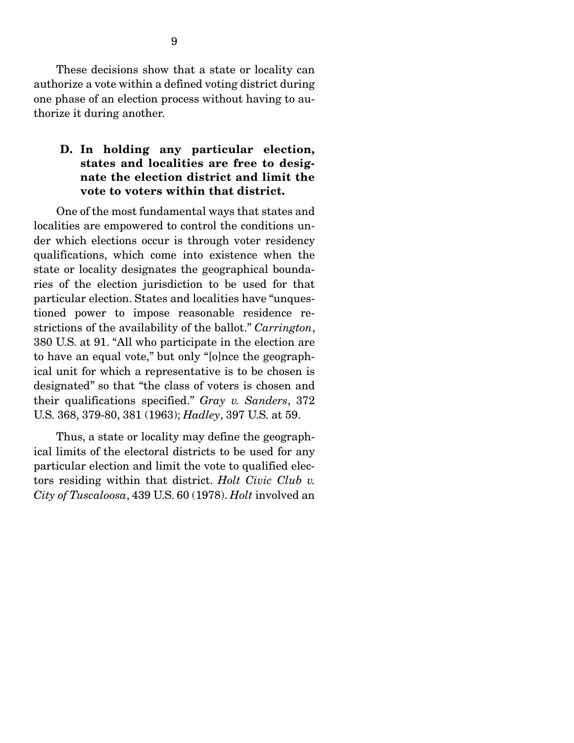These decisions show that a state or locality can authorize a vote within a defined voting district during one phase of an election process without having to authorize it during another.

### D. In holding any particular election, states and localities are free to designate the election district and limit the vote to voters within that district.

One of the most fundamental ways that states and localities are empowered to control the conditions under which elections occur is through voter residency qualifications, which come into existence when the state or locality designates the geographical boundaries of the election jurisdiction to be used for that particular election. States and localities have "unquestioned power to impose reasonable residence restrictions of the availability of the ballot." *Carrington*, 380 U.S. at 91. "All who participate in the election are to have an equal vote," but only "[o]nce the geographical unit for which a representative is to be chosen is designated" so that "the class of voters is chosen and their qualifications specified." *Gray v. Sanders*, 372 U.S. 368, 379-80, 381 (1963); *Hadley*, 397 U.S. at 59.

Thus, a state or locality may define the geographical limits of the electoral districts to be used for any particular election and limit the vote to qualified electors residing within that district. *Holt Civic Club v. City of Tuscaloosa*, 439 U.S. 60 (1978). *Holt* involved an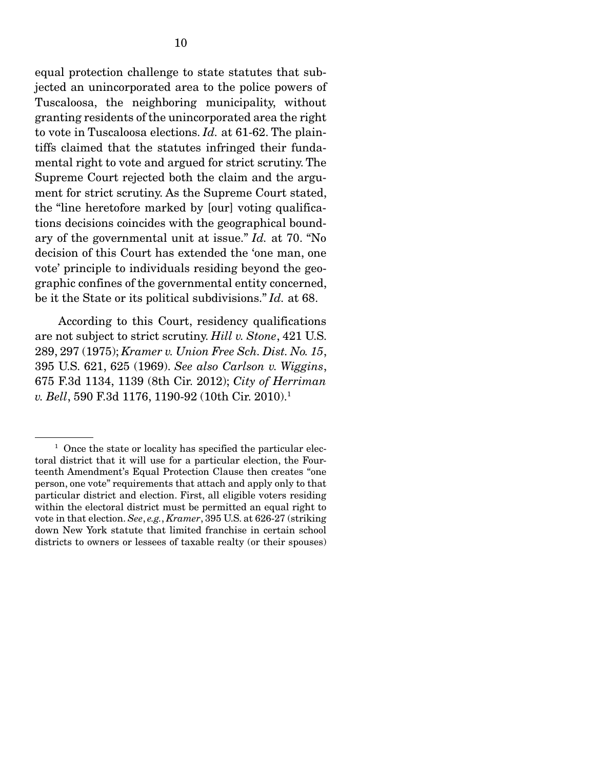equal protection challenge to state statutes that subjected an unincorporated area to the police powers of Tuscaloosa, the neighboring municipality, without granting residents of the unincorporated area the right to vote in Tuscaloosa elections. *Id.* at 61-62. The plaintiffs claimed that the statutes infringed their fundamental right to vote and argued for strict scrutiny. The Supreme Court rejected both the claim and the argument for strict scrutiny. As the Supreme Court stated, the "line heretofore marked by [our] voting qualifications decisions coincides with the geographical boundary of the governmental unit at issue." *Id.* at 70. "No decision of this Court has extended the 'one man, one vote' principle to individuals residing beyond the geographic confines of the governmental entity concerned, be it the State or its political subdivisions." *Id.* at 68.

According to this Court, residency qualifications are not subject to strict scrutiny. *Hill v. Stone*, 421 U.S. 289, 297 (1975); *Kramer v. Union Free Sch. Dist. No. 15*, 395 U.S. 621, 625 (1969). *See also Carlson v. Wiggins*, 675 F.3d 1134, 1139 (8th Cir. 2012); *City of Herriman v. Bell*, 590 F.3d 1176, 1190-92 (10th Cir. 2010).[1]

---

[1] Once the state or locality has specified the particular electoral district that it will use for a particular election, the Fourteenth Amendment's Equal Protection Clause then creates "one person, one vote" requirements that attach and apply only to that particular district and election. First, all eligible voters residing within the electoral district must be permitted an equal right to vote in that election. *See*, *e.g.*, *Kramer*, 395 U.S. at 626-27 (striking down New York statute that limited franchise in certain school districts to owners or lessees of taxable realty (or their spouses)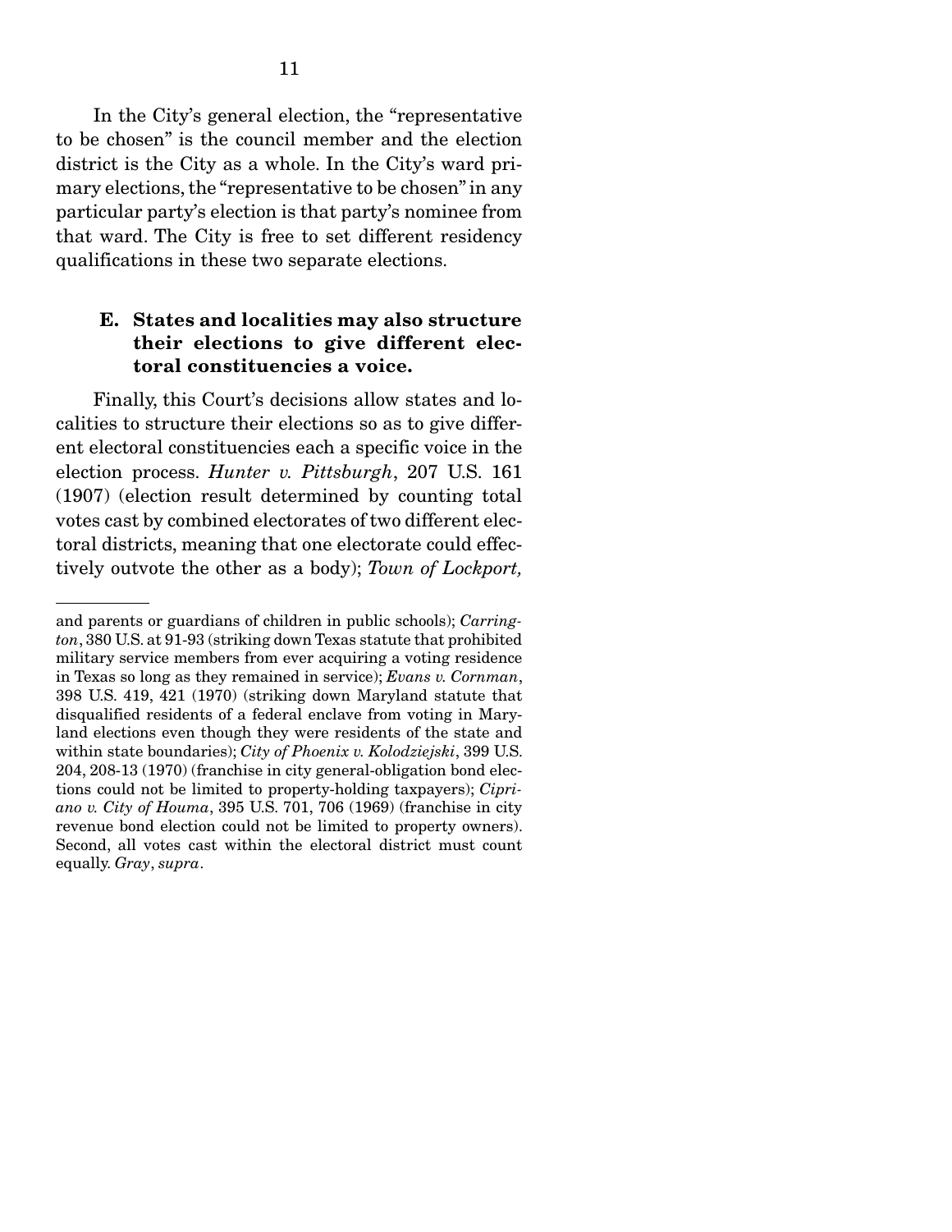In the City's general election, the "representative to be chosen" is the council member and the election district is the City as a whole. In the City's ward primary elections, the "representative to be chosen" in any particular party's election is that party's nominee from that ward. The City is free to set different residency qualifications in these two separate elections.

### E. States and localities may also structure their elections to give different electoral constituencies a voice.

Finally, this Court's decisions allow states and localities to structure their elections so as to give different electoral constituencies each a specific voice in the election process. *Hunter v. Pittsburgh*, 207 U.S. 161 (1907) (election result determined by counting total votes cast by combined electorates of two different electoral districts, meaning that one electorate could effectively outvote the other as a body); *Town of Lockport,*

---

and parents or guardians of children in public schools); *Carrington*, 380 U.S. at 91-93 (striking down Texas statute that prohibited military service members from ever acquiring a voting residence in Texas so long as they remained in service); *Evans v. Cornman*, 398 U.S. 419, 421 (1970) (striking down Maryland statute that disqualified residents of a federal enclave from voting in Maryland elections even though they were residents of the state and within state boundaries); *City of Phoenix v. Kolodziejski*, 399 U.S. 204, 208-13 (1970) (franchise in city general-obligation bond elections could not be limited to property-holding taxpayers); *Cipriano v. City of Houma*, 395 U.S. 701, 706 (1969) (franchise in city revenue bond election could not be limited to property owners). Second, all votes cast within the electoral district must count equally. *Gray*, *supra*.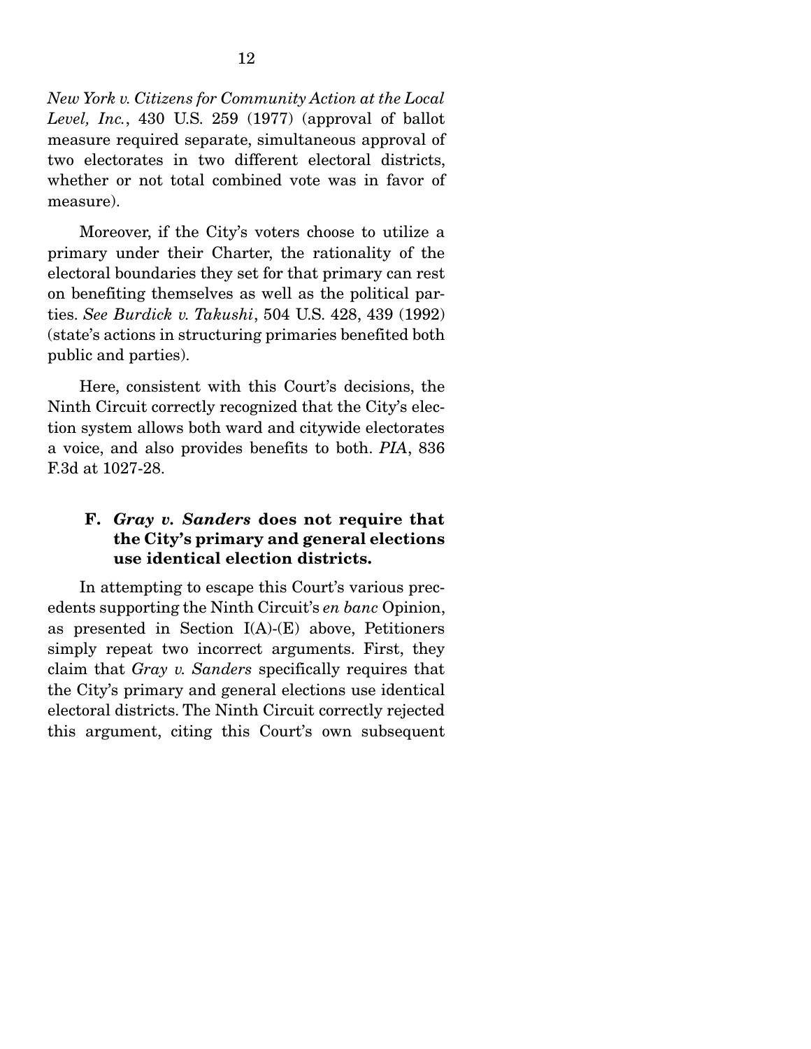*New York v. Citizens for Community Action at the Local Level, Inc.*, 430 U.S. 259 (1977) (approval of ballot measure required separate, simultaneous approval of two electorates in two different electoral districts, whether or not total combined vote was in favor of measure).

Moreover, if the City's voters choose to utilize a primary under their Charter, the rationality of the electoral boundaries they set for that primary can rest on benefiting themselves as well as the political parties. *See Burdick v. Takushi*, 504 U.S. 428, 439 (1992) (state's actions in structuring primaries benefited both public and parties).

Here, consistent with this Court's decisions, the Ninth Circuit correctly recognized that the City's election system allows both ward and citywide electorates a voice, and also provides benefits to both. *PIA*, 836 F.3d at 1027-28.

### F. *Gray v. Sanders* does not require that the City's primary and general elections use identical election districts.

In attempting to escape this Court's various precedents supporting the Ninth Circuit's *en banc* Opinion, as presented in Section I(A)-(E) above, Petitioners simply repeat two incorrect arguments. First, they claim that *Gray v. Sanders* specifically requires that the City's primary and general elections use identical electoral districts. The Ninth Circuit correctly rejected this argument, citing this Court's own subsequent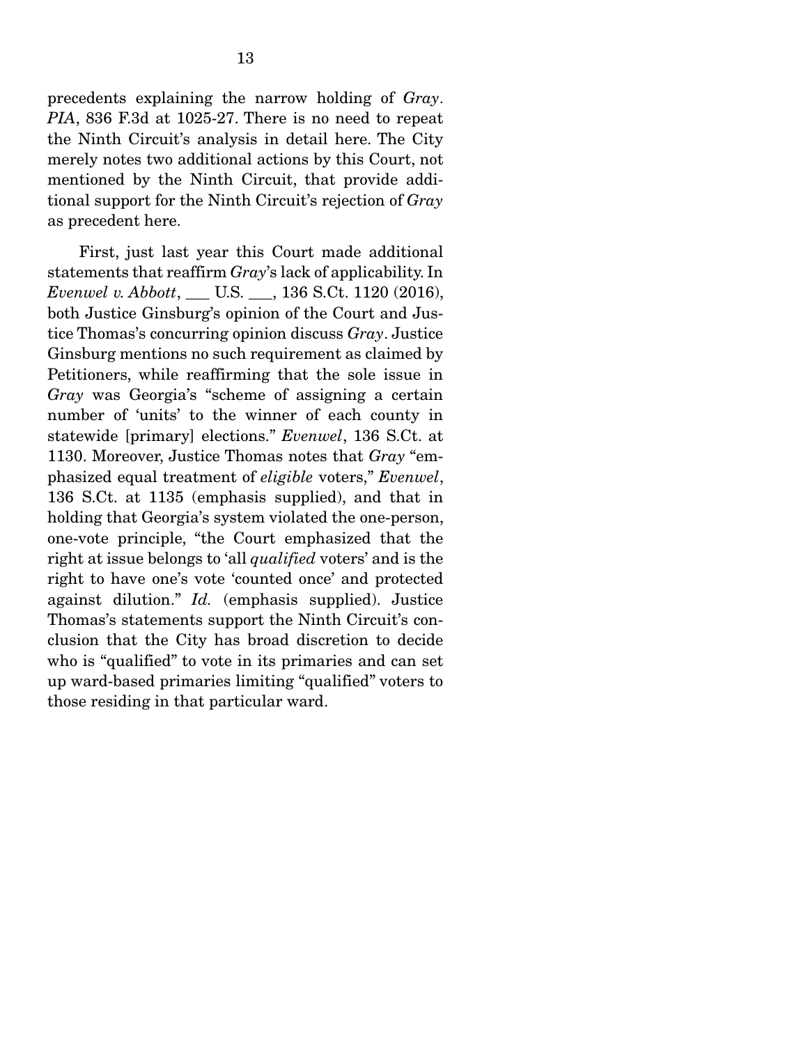precedents explaining the narrow holding of *Gray*. *PIA*, 836 F.3d at 1025-27. There is no need to repeat the Ninth Circuit's analysis in detail here. The City merely notes two additional actions by this Court, not mentioned by the Ninth Circuit, that provide additional support for the Ninth Circuit's rejection of *Gray* as precedent here.

First, just last year this Court made additional statements that reaffirm *Gray*'s lack of applicability. In *Evenwel v. Abbott*, ___ U.S. ___, 136 S.Ct. 1120 (2016), both Justice Ginsburg's opinion of the Court and Justice Thomas's concurring opinion discuss *Gray*. Justice Ginsburg mentions no such requirement as claimed by Petitioners, while reaffirming that the sole issue in *Gray* was Georgia's "scheme of assigning a certain number of 'units' to the winner of each county in statewide [primary] elections." *Evenwel*, 136 S.Ct. at 1130. Moreover, Justice Thomas notes that *Gray* "emphasized equal treatment of *eligible* voters," *Evenwel*, 136 S.Ct. at 1135 (emphasis supplied), and that in holding that Georgia's system violated the one-person, one-vote principle, "the Court emphasized that the right at issue belongs to 'all *qualified* voters' and is the right to have one's vote 'counted once' and protected against dilution." *Id.* (emphasis supplied). Justice Thomas's statements support the Ninth Circuit's conclusion that the City has broad discretion to decide who is "qualified" to vote in its primaries and can set up ward-based primaries limiting "qualified" voters to those residing in that particular ward.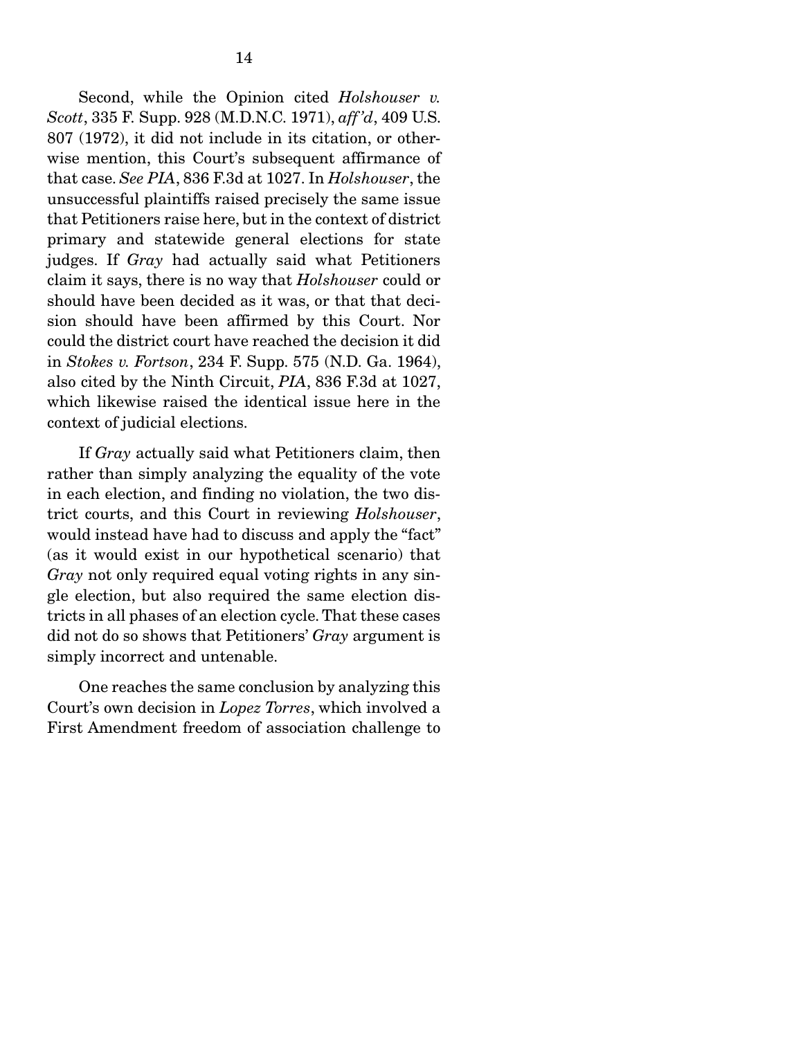Second, while the Opinion cited *Holshouser v. Scott*, 335 F. Supp. 928 (M.D.N.C. 1971), *aff'd*, 409 U.S. 807 (1972), it did not include in its citation, or otherwise mention, this Court's subsequent affirmance of that case. *See PIA*, 836 F.3d at 1027. In *Holshouser*, the unsuccessful plaintiffs raised precisely the same issue that Petitioners raise here, but in the context of district primary and statewide general elections for state judges. If *Gray* had actually said what Petitioners claim it says, there is no way that *Holshouser* could or should have been decided as it was, or that that decision should have been affirmed by this Court. Nor could the district court have reached the decision it did in *Stokes v. Fortson*, 234 F. Supp. 575 (N.D. Ga. 1964), also cited by the Ninth Circuit, *PIA*, 836 F.3d at 1027, which likewise raised the identical issue here in the context of judicial elections.

If *Gray* actually said what Petitioners claim, then rather than simply analyzing the equality of the vote in each election, and finding no violation, the two district courts, and this Court in reviewing *Holshouser*, would instead have had to discuss and apply the "fact" (as it would exist in our hypothetical scenario) that *Gray* not only required equal voting rights in any single election, but also required the same election districts in all phases of an election cycle. That these cases did not do so shows that Petitioners' *Gray* argument is simply incorrect and untenable.

One reaches the same conclusion by analyzing this Court's own decision in *Lopez Torres*, which involved a First Amendment freedom of association challenge to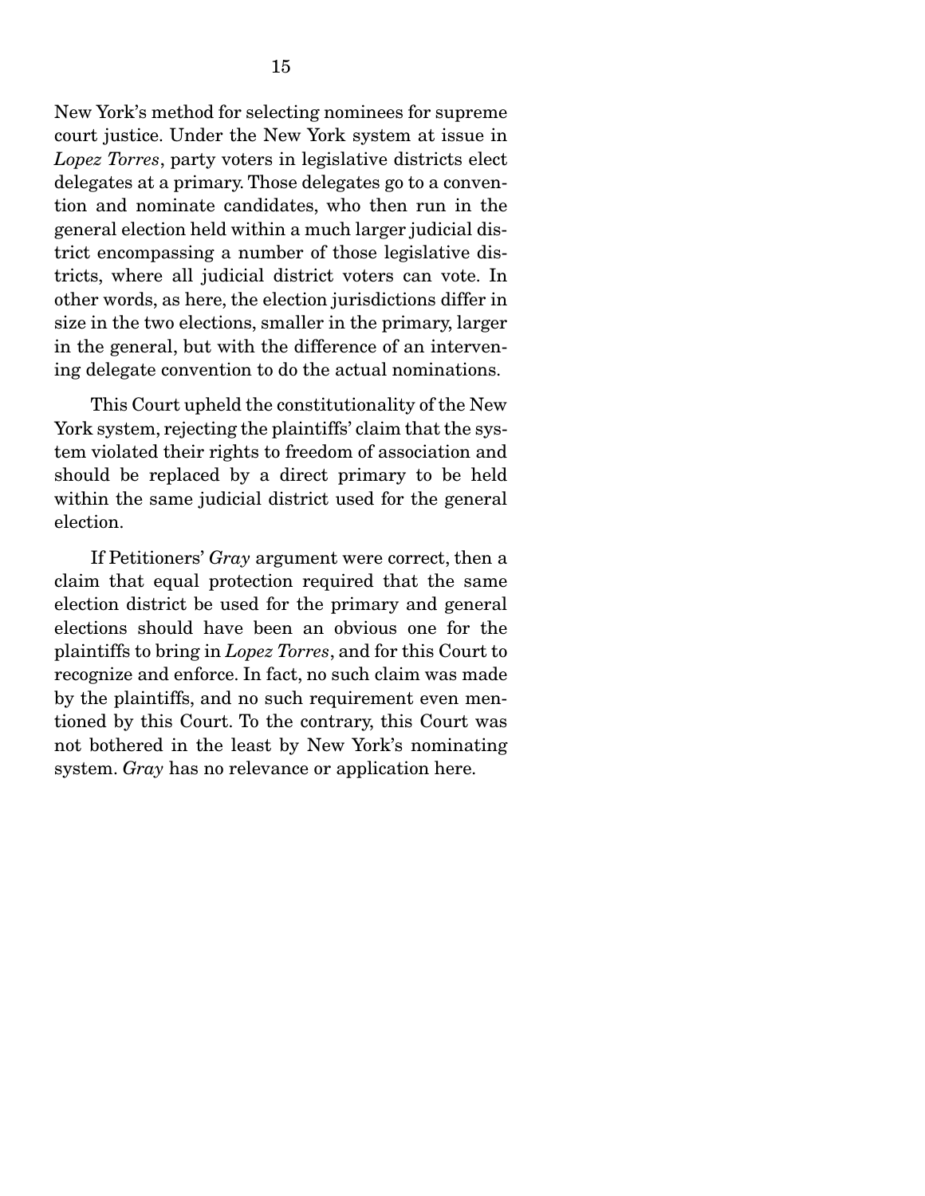New York's method for selecting nominees for supreme court justice. Under the New York system at issue in *Lopez Torres*, party voters in legislative districts elect delegates at a primary. Those delegates go to a convention and nominate candidates, who then run in the general election held within a much larger judicial district encompassing a number of those legislative districts, where all judicial district voters can vote. In other words, as here, the election jurisdictions differ in size in the two elections, smaller in the primary, larger in the general, but with the difference of an intervening delegate convention to do the actual nominations.

This Court upheld the constitutionality of the New York system, rejecting the plaintiffs' claim that the system violated their rights to freedom of association and should be replaced by a direct primary to be held within the same judicial district used for the general election.

If Petitioners' *Gray* argument were correct, then a claim that equal protection required that the same election district be used for the primary and general elections should have been an obvious one for the plaintiffs to bring in *Lopez Torres*, and for this Court to recognize and enforce. In fact, no such claim was made by the plaintiffs, and no such requirement even mentioned by this Court. To the contrary, this Court was not bothered in the least by New York's nominating system. *Gray* has no relevance or application here.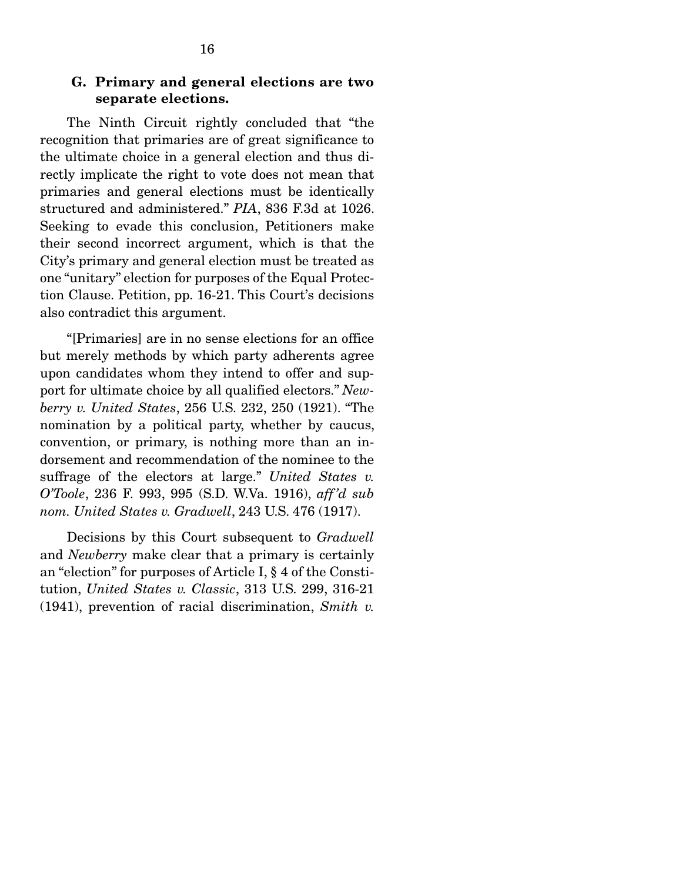### G. Primary and general elections are two separate elections.

The Ninth Circuit rightly concluded that "the recognition that primaries are of great significance to the ultimate choice in a general election and thus directly implicate the right to vote does not mean that primaries and general elections must be identically structured and administered." *PIA*, 836 F.3d at 1026. Seeking to evade this conclusion, Petitioners make their second incorrect argument, which is that the City's primary and general election must be treated as one "unitary" election for purposes of the Equal Protection Clause. Petition, pp. 16-21. This Court's decisions also contradict this argument.

"[Primaries] are in no sense elections for an office but merely methods by which party adherents agree upon candidates whom they intend to offer and support for ultimate choice by all qualified electors." *Newberry v. United States*, 256 U.S. 232, 250 (1921). "The nomination by a political party, whether by caucus, convention, or primary, is nothing more than an indorsement and recommendation of the nominee to the suffrage of the electors at large." *United States v. O'Toole*, 236 F. 993, 995 (S.D. W.Va. 1916), *aff'd sub nom. United States v. Gradwell*, 243 U.S. 476 (1917).

Decisions by this Court subsequent to *Gradwell* and *Newberry* make clear that a primary is certainly an "election" for purposes of Article I, § 4 of the Constitution, *United States v. Classic*, 313 U.S. 299, 316-21 (1941), prevention of racial discrimination, *Smith v.*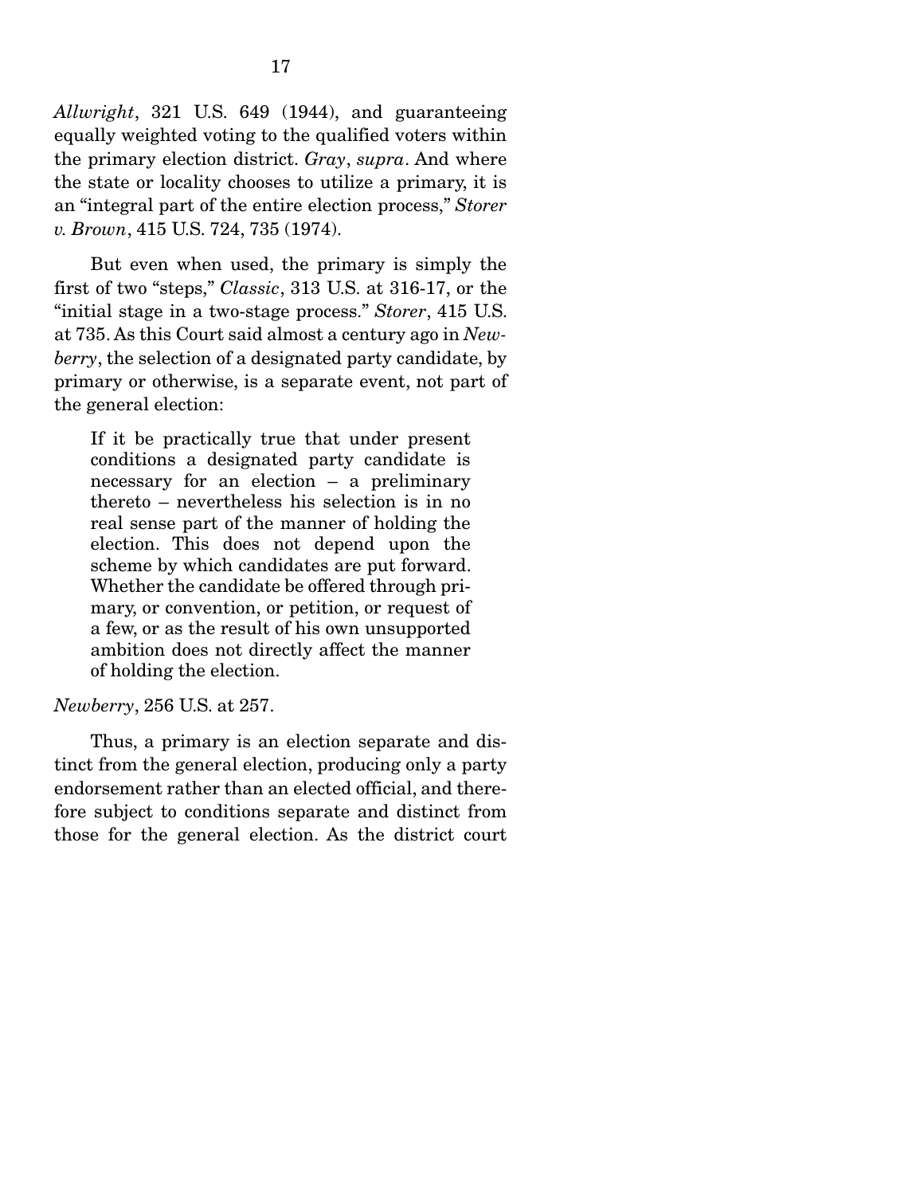*Allwright*, 321 U.S. 649 (1944), and guaranteeing equally weighted voting to the qualified voters within the primary election district. *Gray*, *supra*. And where the state or locality chooses to utilize a primary, it is an "integral part of the entire election process," *Storer v. Brown*, 415 U.S. 724, 735 (1974).

But even when used, the primary is simply the first of two "steps," *Classic*, 313 U.S. at 316-17, or the "initial stage in a two-stage process." *Storer*, 415 U.S. at 735. As this Court said almost a century ago in *Newberry*, the selection of a designated party candidate, by primary or otherwise, is a separate event, not part of the general election:

> If it be practically true that under present conditions a designated party candidate is necessary for an election – a preliminary thereto – nevertheless his selection is in no real sense part of the manner of holding the election. This does not depend upon the scheme by which candidates are put forward. Whether the candidate be offered through primary, or convention, or petition, or request of a few, or as the result of his own unsupported ambition does not directly affect the manner of holding the election.

*Newberry*, 256 U.S. at 257.

Thus, a primary is an election separate and distinct from the general election, producing only a party endorsement rather than an elected official, and therefore subject to conditions separate and distinct from those for the general election. As the district court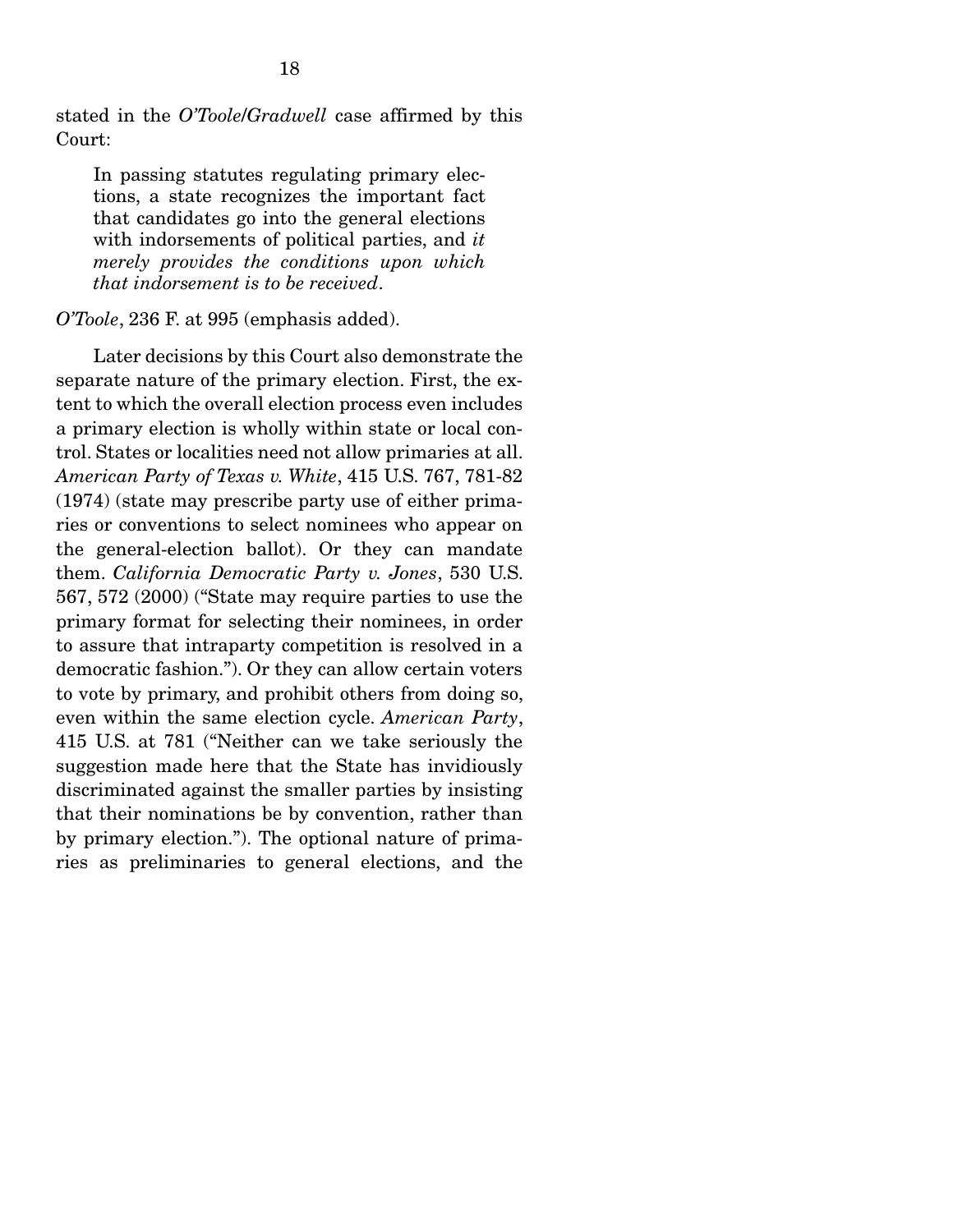stated in the *O'Toole/Gradwell* case affirmed by this Court:

> In passing statutes regulating primary elections, a state recognizes the important fact that candidates go into the general elections with indorsements of political parties, and *it merely provides the conditions upon which that indorsement is to be received*.

*O'Toole*, 236 F. at 995 (emphasis added).

Later decisions by this Court also demonstrate the separate nature of the primary election. First, the extent to which the overall election process even includes a primary election is wholly within state or local control. States or localities need not allow primaries at all. *American Party of Texas v. White*, 415 U.S. 767, 781-82 (1974) (state may prescribe party use of either primaries or conventions to select nominees who appear on the general-election ballot). Or they can mandate them. *California Democratic Party v. Jones*, 530 U.S. 567, 572 (2000) ("State may require parties to use the primary format for selecting their nominees, in order to assure that intraparty competition is resolved in a democratic fashion."). Or they can allow certain voters to vote by primary, and prohibit others from doing so, even within the same election cycle. *American Party*, 415 U.S. at 781 ("Neither can we take seriously the suggestion made here that the State has invidiously discriminated against the smaller parties by insisting that their nominations be by convention, rather than by primary election."). The optional nature of primaries as preliminaries to general elections, and the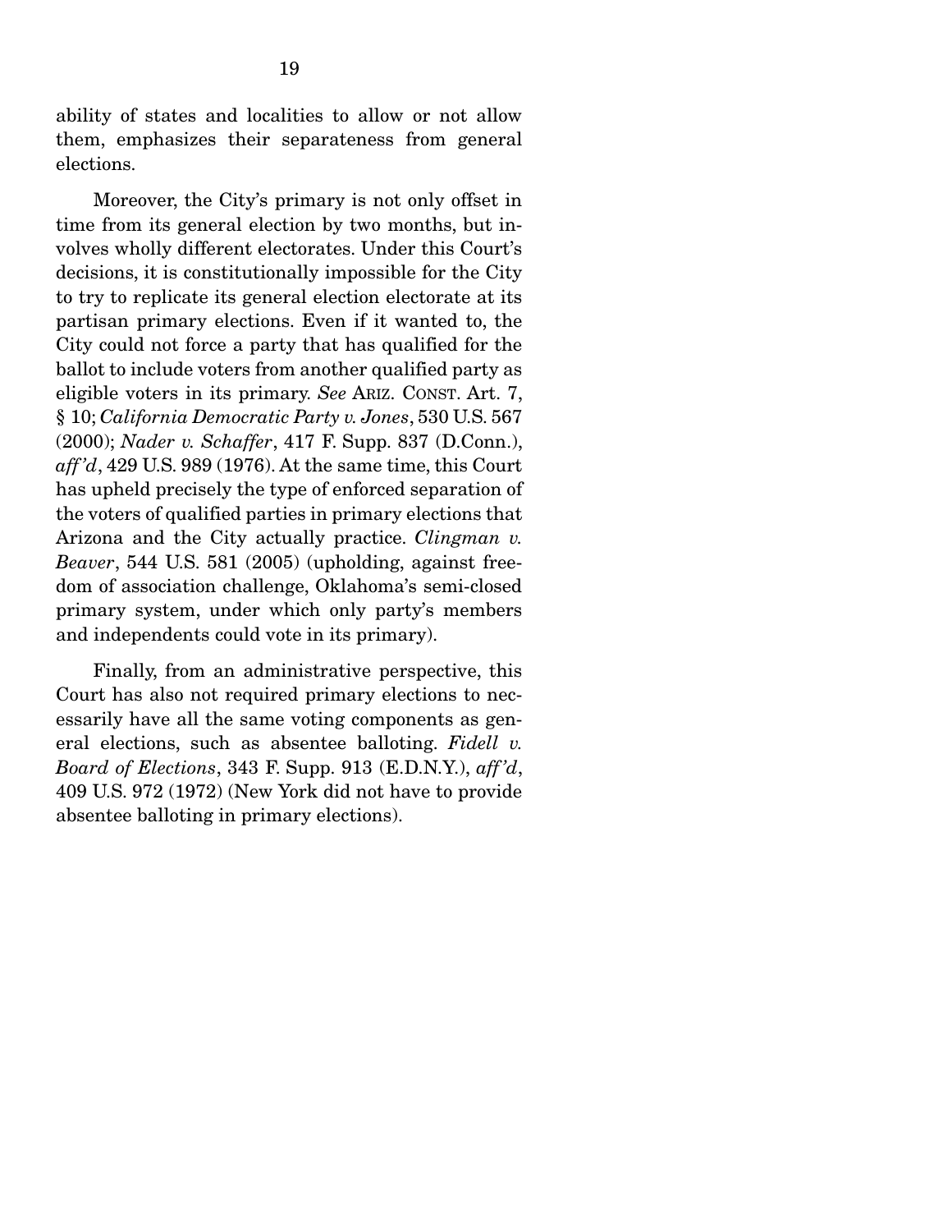ability of states and localities to allow or not allow them, emphasizes their separateness from general elections.

Moreover, the City's primary is not only offset in time from its general election by two months, but involves wholly different electorates. Under this Court's decisions, it is constitutionally impossible for the City to try to replicate its general election electorate at its partisan primary elections. Even if it wanted to, the City could not force a party that has qualified for the ballot to include voters from another qualified party as eligible voters in its primary. *See* ARIZ. CONST. Art. 7, § 10; *California Democratic Party v. Jones*, 530 U.S. 567 (2000); *Nader v. Schaffer*, 417 F. Supp. 837 (D.Conn.), *aff'd*, 429 U.S. 989 (1976). At the same time, this Court has upheld precisely the type of enforced separation of the voters of qualified parties in primary elections that Arizona and the City actually practice. *Clingman v. Beaver*, 544 U.S. 581 (2005) (upholding, against freedom of association challenge, Oklahoma's semi-closed primary system, under which only party's members and independents could vote in its primary).

Finally, from an administrative perspective, this Court has also not required primary elections to necessarily have all the same voting components as general elections, such as absentee balloting. *Fidell v. Board of Elections*, 343 F. Supp. 913 (E.D.N.Y.), *aff'd*, 409 U.S. 972 (1972) (New York did not have to provide absentee balloting in primary elections).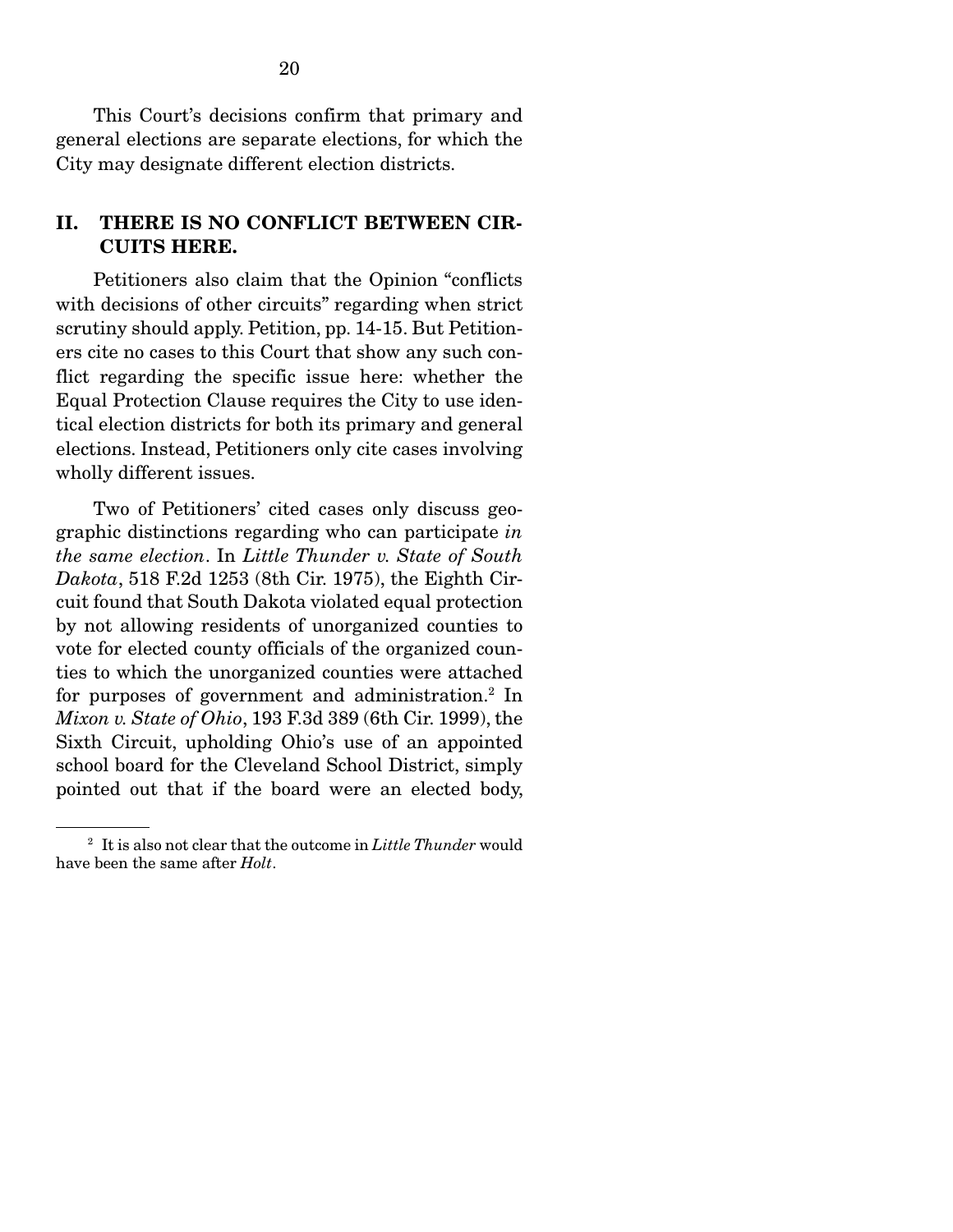This Court's decisions confirm that primary and general elections are separate elections, for which the City may designate different election districts.

## II. THERE IS NO CONFLICT BETWEEN CIRCUITS HERE.

Petitioners also claim that the Opinion "conflicts with decisions of other circuits" regarding when strict scrutiny should apply. Petition, pp. 14-15. But Petitioners cite no cases to this Court that show any such conflict regarding the specific issue here: whether the Equal Protection Clause requires the City to use identical election districts for both its primary and general elections. Instead, Petitioners only cite cases involving wholly different issues.

Two of Petitioners' cited cases only discuss geographic distinctions regarding who can participate *in the same election*. In *Little Thunder v. State of South Dakota*, 518 F.2d 1253 (8th Cir. 1975), the Eighth Circuit found that South Dakota violated equal protection by not allowing residents of unorganized counties to vote for elected county officials of the organized counties to which the unorganized counties were attached for purposes of government and administration.[2] In *Mixon v. State of Ohio*, 193 F.3d 389 (6th Cir. 1999), the Sixth Circuit, upholding Ohio's use of an appointed school board for the Cleveland School District, simply pointed out that if the board were an elected body,

---

[2] It is also not clear that the outcome in *Little Thunder* would have been the same after *Holt*.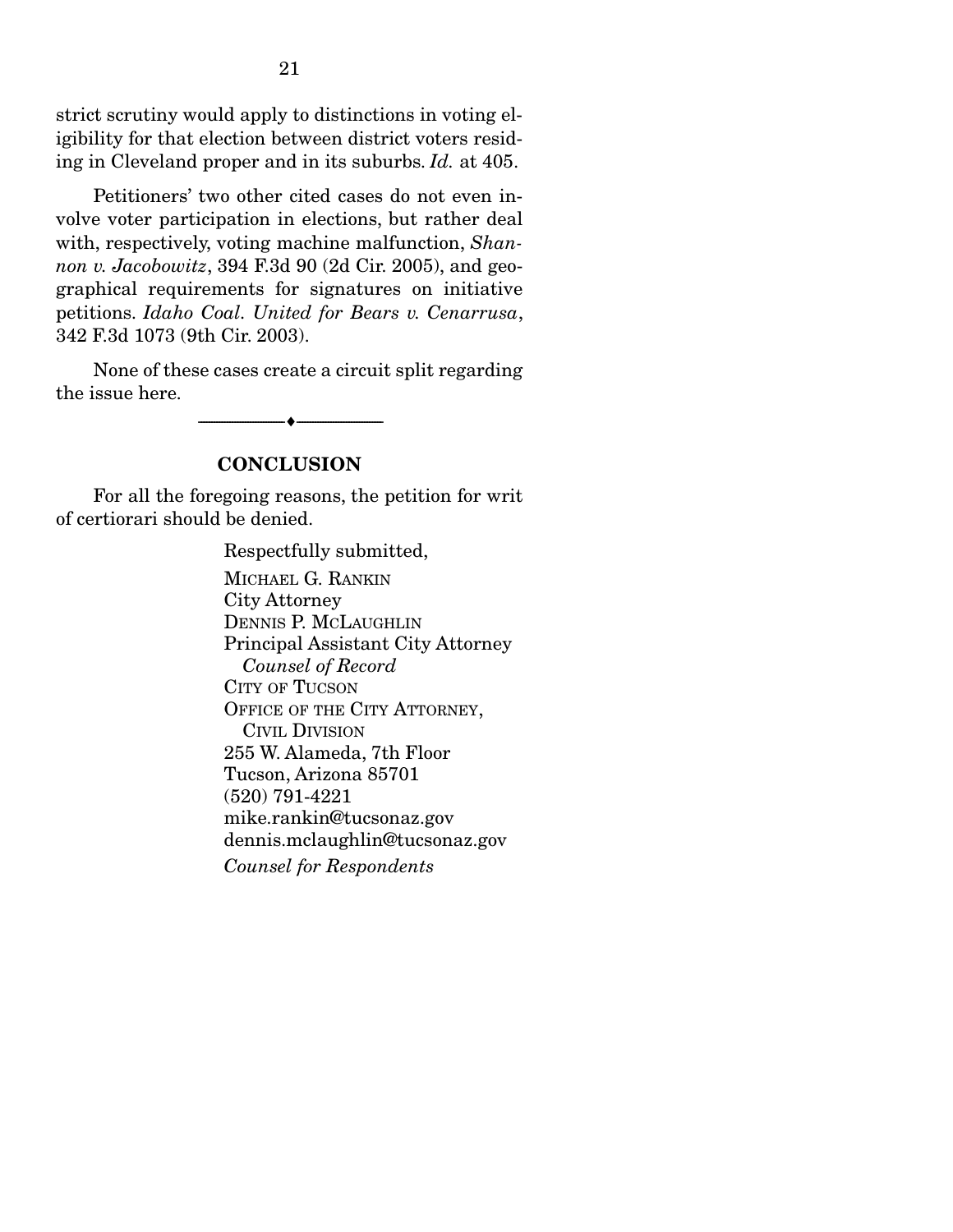strict scrutiny would apply to distinctions in voting eligibility for that election between district voters residing in Cleveland proper and in its suburbs. *Id.* at 405.

Petitioners' two other cited cases do not even involve voter participation in elections, but rather deal with, respectively, voting machine malfunction, *Shannon v. Jacobowitz*, 394 F.3d 90 (2d Cir. 2005), and geographical requirements for signatures on initiative petitions. *Idaho Coal. United for Bears v. Cenarrusa*, 342 F.3d 1073 (9th Cir. 2003).

None of these cases create a circuit split regarding the issue here.

---

## CONCLUSION

For all the foregoing reasons, the petition for writ of certiorari should be denied.

Respectfully submitted,

MICHAEL G. RANKIN
City Attorney
DENNIS P. MCLAUGHLIN
Principal Assistant City Attorney
*Counsel of Record*
CITY OF TUCSON
OFFICE OF THE CITY ATTORNEY,
CIVIL DIVISION
255 W. Alameda, 7th Floor
Tucson, Arizona 85701
(520) 791-4221
mike.rankin@tucsonaz.gov
dennis.mclaughlin@tucsonaz.gov
*Counsel for Respondents*